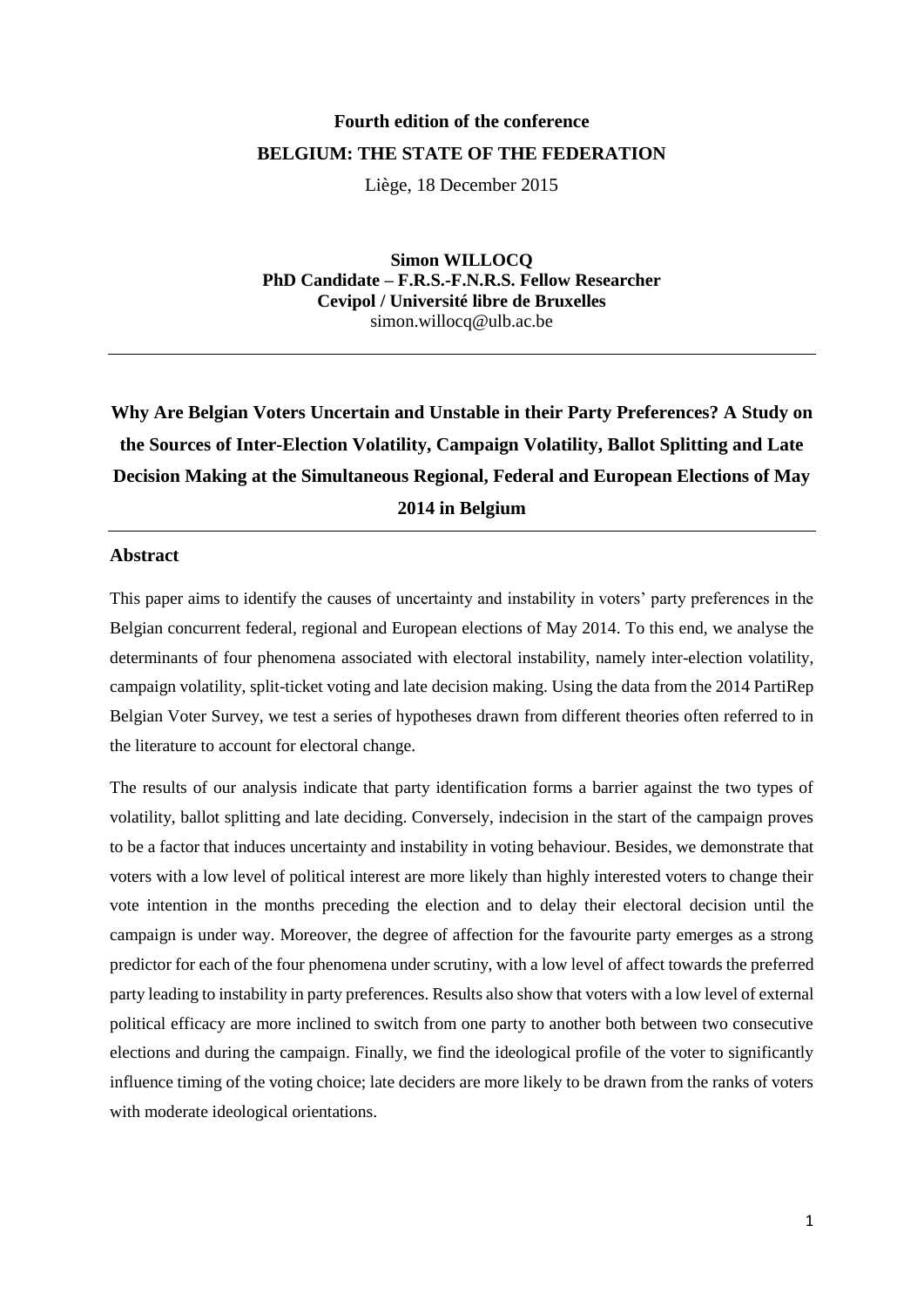**Fourth edition of the conference**

**BELGIUM: THE STATE OF THE FEDERATION**

Liège, 18 December 2015

**Simon WILLOCQ**
**PhD Candidate – F.R.S.-F.N.R.S. Fellow Researcher**
**Cevipol / Université libre de Bruxelles**
simon.willocq@ulb.ac.be

---

# Why Are Belgian Voters Uncertain and Unstable in their Party Preferences? A Study on the Sources of Inter-Election Volatility, Campaign Volatility, Ballot Splitting and Late Decision Making at the Simultaneous Regional, Federal and European Elections of May 2014 in Belgium

---

## Abstract

This paper aims to identify the causes of uncertainty and instability in voters' party preferences in the Belgian concurrent federal, regional and European elections of May 2014. To this end, we analyse the determinants of four phenomena associated with electoral instability, namely inter-election volatility, campaign volatility, split-ticket voting and late decision making. Using the data from the 2014 PartiRep Belgian Voter Survey, we test a series of hypotheses drawn from different theories often referred to in the literature to account for electoral change.

The results of our analysis indicate that party identification forms a barrier against the two types of volatility, ballot splitting and late deciding. Conversely, indecision in the start of the campaign proves to be a factor that induces uncertainty and instability in voting behaviour. Besides, we demonstrate that voters with a low level of political interest are more likely than highly interested voters to change their vote intention in the months preceding the election and to delay their electoral decision until the campaign is under way. Moreover, the degree of affection for the favourite party emerges as a strong predictor for each of the four phenomena under scrutiny, with a low level of affect towards the preferred party leading to instability in party preferences. Results also show that voters with a low level of external political efficacy are more inclined to switch from one party to another both between two consecutive elections and during the campaign. Finally, we find the ideological profile of the voter to significantly influence timing of the voting choice; late deciders are more likely to be drawn from the ranks of voters with moderate ideological orientations.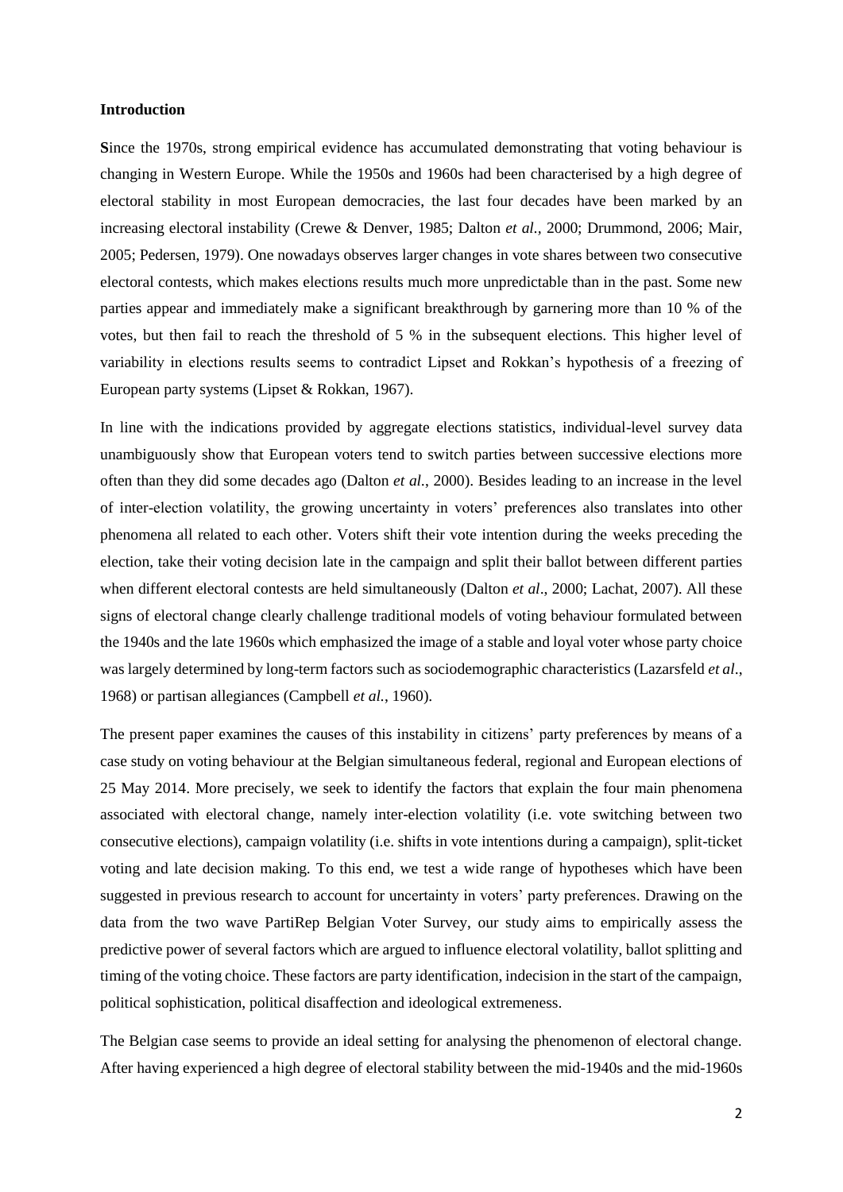## Introduction

**S**ince the 1970s, strong empirical evidence has accumulated demonstrating that voting behaviour is changing in Western Europe. While the 1950s and 1960s had been characterised by a high degree of electoral stability in most European democracies, the last four decades have been marked by an increasing electoral instability (Crewe & Denver, 1985; Dalton *et al.,* 2000; Drummond, 2006; Mair, 2005; Pedersen, 1979). One nowadays observes larger changes in vote shares between two consecutive electoral contests, which makes elections results much more unpredictable than in the past. Some new parties appear and immediately make a significant breakthrough by garnering more than 10 % of the votes, but then fail to reach the threshold of 5 % in the subsequent elections. This higher level of variability in elections results seems to contradict Lipset and Rokkan's hypothesis of a freezing of European party systems (Lipset & Rokkan, 1967).

In line with the indications provided by aggregate elections statistics, individual-level survey data unambiguously show that European voters tend to switch parties between successive elections more often than they did some decades ago (Dalton *et al.*, 2000). Besides leading to an increase in the level of inter-election volatility, the growing uncertainty in voters' preferences also translates into other phenomena all related to each other. Voters shift their vote intention during the weeks preceding the election, take their voting decision late in the campaign and split their ballot between different parties when different electoral contests are held simultaneously (Dalton *et al*., 2000; Lachat, 2007). All these signs of electoral change clearly challenge traditional models of voting behaviour formulated between the 1940s and the late 1960s which emphasized the image of a stable and loyal voter whose party choice was largely determined by long-term factors such as sociodemographic characteristics (Lazarsfeld *et al*., 1968) or partisan allegiances (Campbell *et al.*, 1960).

The present paper examines the causes of this instability in citizens' party preferences by means of a case study on voting behaviour at the Belgian simultaneous federal, regional and European elections of 25 May 2014. More precisely, we seek to identify the factors that explain the four main phenomena associated with electoral change, namely inter-election volatility (i.e. vote switching between two consecutive elections), campaign volatility (i.e. shifts in vote intentions during a campaign), split-ticket voting and late decision making. To this end, we test a wide range of hypotheses which have been suggested in previous research to account for uncertainty in voters' party preferences. Drawing on the data from the two wave PartiRep Belgian Voter Survey, our study aims to empirically assess the predictive power of several factors which are argued to influence electoral volatility, ballot splitting and timing of the voting choice. These factors are party identification, indecision in the start of the campaign, political sophistication, political disaffection and ideological extremeness.

The Belgian case seems to provide an ideal setting for analysing the phenomenon of electoral change. After having experienced a high degree of electoral stability between the mid-1940s and the mid-1960s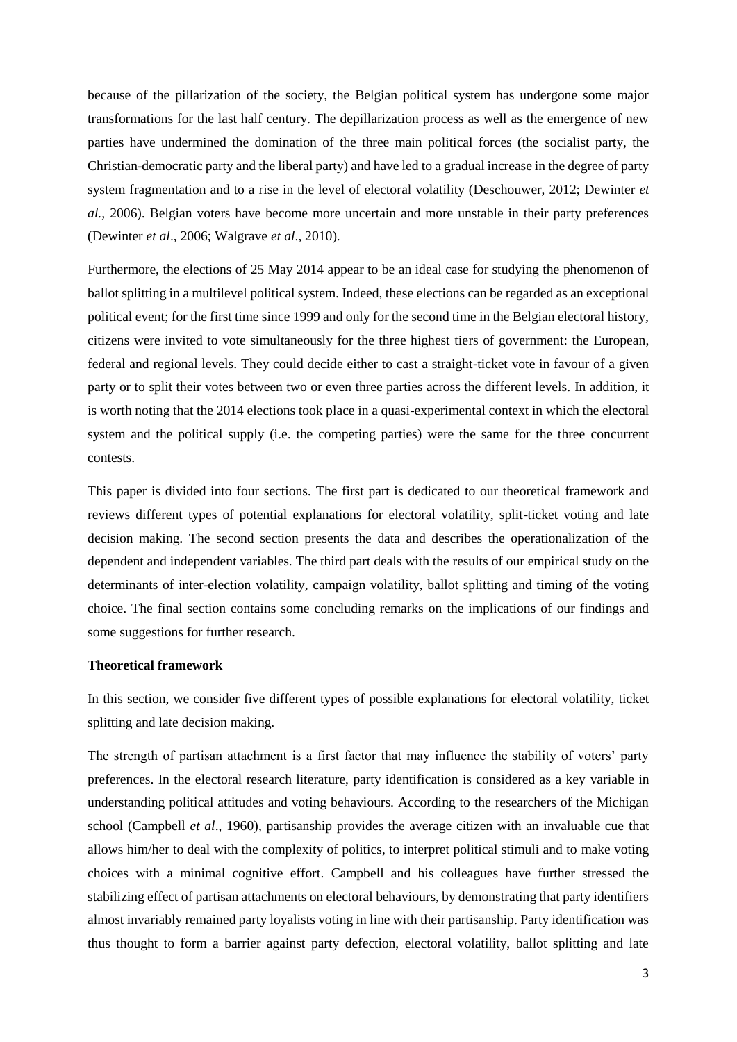because of the pillarization of the society, the Belgian political system has undergone some major transformations for the last half century. The depillarization process as well as the emergence of new parties have undermined the domination of the three main political forces (the socialist party, the Christian-democratic party and the liberal party) and have led to a gradual increase in the degree of party system fragmentation and to a rise in the level of electoral volatility (Deschouwer, 2012; Dewinter *et al.*, 2006). Belgian voters have become more uncertain and more unstable in their party preferences (Dewinter *et al*., 2006; Walgrave *et al*., 2010).

Furthermore, the elections of 25 May 2014 appear to be an ideal case for studying the phenomenon of ballot splitting in a multilevel political system. Indeed, these elections can be regarded as an exceptional political event; for the first time since 1999 and only for the second time in the Belgian electoral history, citizens were invited to vote simultaneously for the three highest tiers of government: the European, federal and regional levels. They could decide either to cast a straight-ticket vote in favour of a given party or to split their votes between two or even three parties across the different levels. In addition, it is worth noting that the 2014 elections took place in a quasi-experimental context in which the electoral system and the political supply (i.e. the competing parties) were the same for the three concurrent contests.

This paper is divided into four sections. The first part is dedicated to our theoretical framework and reviews different types of potential explanations for electoral volatility, split-ticket voting and late decision making. The second section presents the data and describes the operationalization of the dependent and independent variables. The third part deals with the results of our empirical study on the determinants of inter-election volatility, campaign volatility, ballot splitting and timing of the voting choice. The final section contains some concluding remarks on the implications of our findings and some suggestions for further research.

**Theoretical framework**

In this section, we consider five different types of possible explanations for electoral volatility, ticket splitting and late decision making.

The strength of partisan attachment is a first factor that may influence the stability of voters' party preferences. In the electoral research literature, party identification is considered as a key variable in understanding political attitudes and voting behaviours. According to the researchers of the Michigan school (Campbell *et al*., 1960), partisanship provides the average citizen with an invaluable cue that allows him/her to deal with the complexity of politics, to interpret political stimuli and to make voting choices with a minimal cognitive effort. Campbell and his colleagues have further stressed the stabilizing effect of partisan attachments on electoral behaviours, by demonstrating that party identifiers almost invariably remained party loyalists voting in line with their partisanship. Party identification was thus thought to form a barrier against party defection, electoral volatility, ballot splitting and late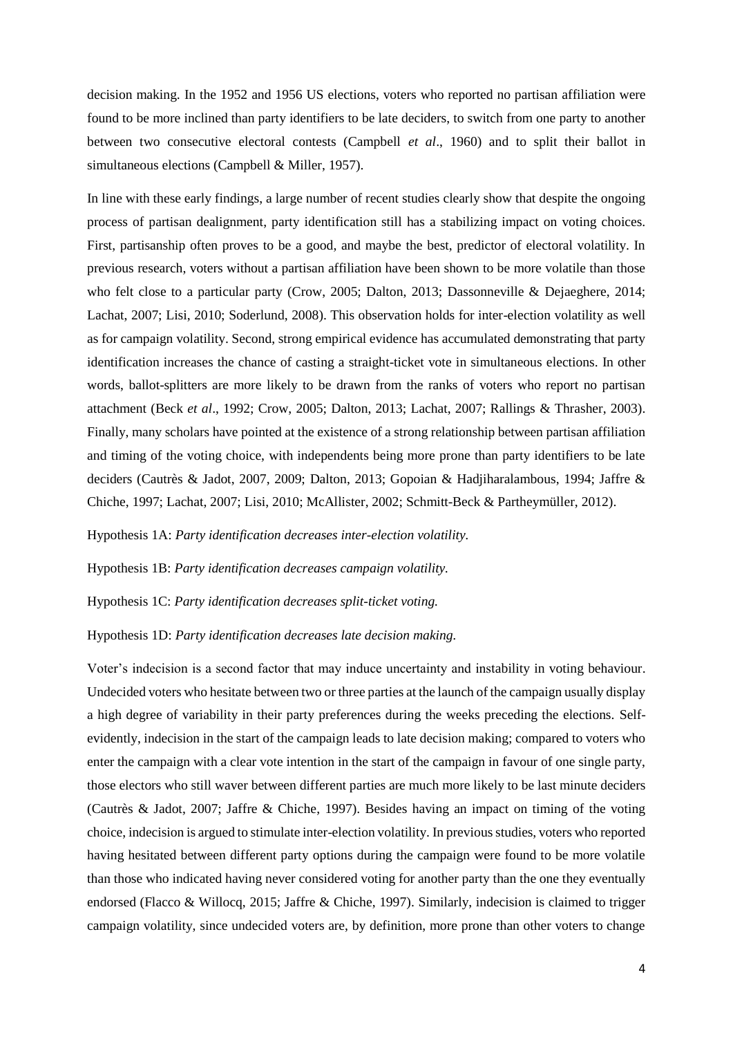decision making. In the 1952 and 1956 US elections, voters who reported no partisan affiliation were found to be more inclined than party identifiers to be late deciders, to switch from one party to another between two consecutive electoral contests (Campbell *et al*., 1960) and to split their ballot in simultaneous elections (Campbell & Miller, 1957).

In line with these early findings, a large number of recent studies clearly show that despite the ongoing process of partisan dealignment, party identification still has a stabilizing impact on voting choices. First, partisanship often proves to be a good, and maybe the best, predictor of electoral volatility. In previous research, voters without a partisan affiliation have been shown to be more volatile than those who felt close to a particular party (Crow, 2005; Dalton, 2013; Dassonneville & Dejaeghere, 2014; Lachat, 2007; Lisi, 2010; Soderlund, 2008). This observation holds for inter-election volatility as well as for campaign volatility. Second, strong empirical evidence has accumulated demonstrating that party identification increases the chance of casting a straight-ticket vote in simultaneous elections. In other words, ballot-splitters are more likely to be drawn from the ranks of voters who report no partisan attachment (Beck *et al*., 1992; Crow, 2005; Dalton, 2013; Lachat, 2007; Rallings & Thrasher, 2003). Finally, many scholars have pointed at the existence of a strong relationship between partisan affiliation and timing of the voting choice, with independents being more prone than party identifiers to be late deciders (Cautrès & Jadot, 2007, 2009; Dalton, 2013; Gopoian & Hadjiharalambous, 1994; Jaffre & Chiche, 1997; Lachat, 2007; Lisi, 2010; McAllister, 2002; Schmitt-Beck & Partheymüller, 2012).

Hypothesis 1A: *Party identification decreases inter-election volatility.*

Hypothesis 1B: *Party identification decreases campaign volatility.*

Hypothesis 1C: *Party identification decreases split-ticket voting.*

Hypothesis 1D: *Party identification decreases late decision making.*

Voter's indecision is a second factor that may induce uncertainty and instability in voting behaviour. Undecided voters who hesitate between two or three parties at the launch of the campaign usually display a high degree of variability in their party preferences during the weeks preceding the elections. Self-evidently, indecision in the start of the campaign leads to late decision making; compared to voters who enter the campaign with a clear vote intention in the start of the campaign in favour of one single party, those electors who still waver between different parties are much more likely to be last minute deciders (Cautrès & Jadot, 2007; Jaffre & Chiche, 1997). Besides having an impact on timing of the voting choice, indecision is argued to stimulate inter-election volatility. In previous studies, voters who reported having hesitated between different party options during the campaign were found to be more volatile than those who indicated having never considered voting for another party than the one they eventually endorsed (Flacco & Willocq, 2015; Jaffre & Chiche, 1997). Similarly, indecision is claimed to trigger campaign volatility, since undecided voters are, by definition, more prone than other voters to change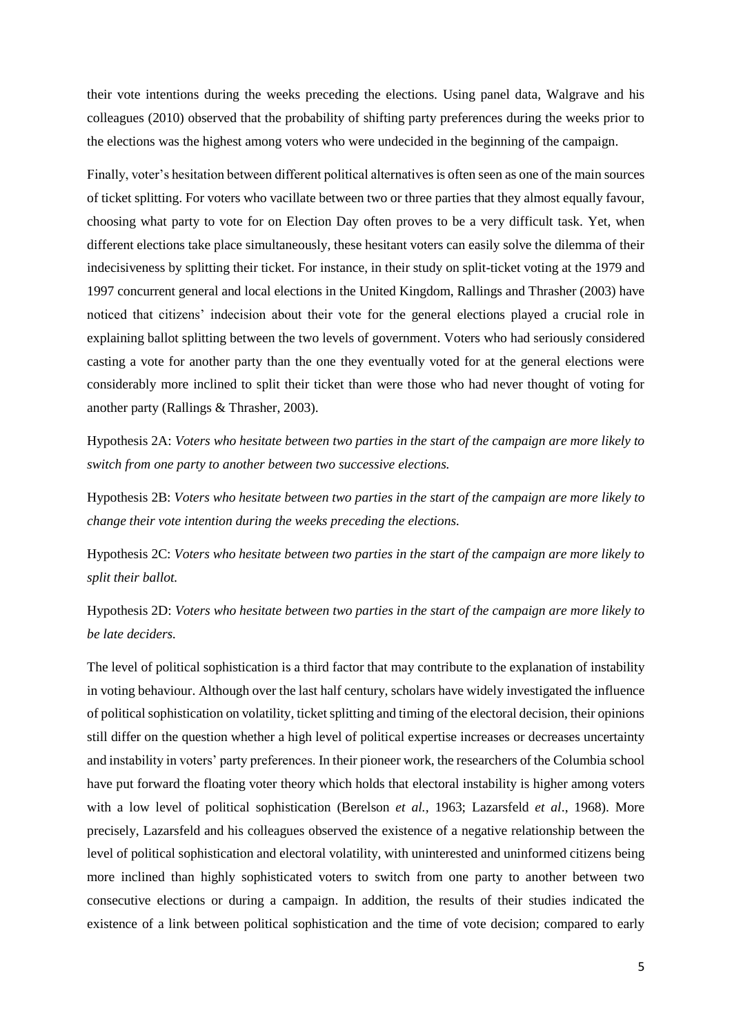their vote intentions during the weeks preceding the elections. Using panel data, Walgrave and his colleagues (2010) observed that the probability of shifting party preferences during the weeks prior to the elections was the highest among voters who were undecided in the beginning of the campaign.

Finally, voter's hesitation between different political alternatives is often seen as one of the main sources of ticket splitting. For voters who vacillate between two or three parties that they almost equally favour, choosing what party to vote for on Election Day often proves to be a very difficult task. Yet, when different elections take place simultaneously, these hesitant voters can easily solve the dilemma of their indecisiveness by splitting their ticket. For instance, in their study on split-ticket voting at the 1979 and 1997 concurrent general and local elections in the United Kingdom, Rallings and Thrasher (2003) have noticed that citizens' indecision about their vote for the general elections played a crucial role in explaining ballot splitting between the two levels of government. Voters who had seriously considered casting a vote for another party than the one they eventually voted for at the general elections were considerably more inclined to split their ticket than were those who had never thought of voting for another party (Rallings & Thrasher, 2003).

Hypothesis 2A: *Voters who hesitate between two parties in the start of the campaign are more likely to switch from one party to another between two successive elections.*

Hypothesis 2B: *Voters who hesitate between two parties in the start of the campaign are more likely to change their vote intention during the weeks preceding the elections.*

Hypothesis 2C: *Voters who hesitate between two parties in the start of the campaign are more likely to split their ballot.*

Hypothesis 2D: *Voters who hesitate between two parties in the start of the campaign are more likely to be late deciders.*

The level of political sophistication is a third factor that may contribute to the explanation of instability in voting behaviour. Although over the last half century, scholars have widely investigated the influence of political sophistication on volatility, ticket splitting and timing of the electoral decision, their opinions still differ on the question whether a high level of political expertise increases or decreases uncertainty and instability in voters' party preferences. In their pioneer work, the researchers of the Columbia school have put forward the floating voter theory which holds that electoral instability is higher among voters with a low level of political sophistication (Berelson *et al.*, 1963; Lazarsfeld *et al*., 1968). More precisely, Lazarsfeld and his colleagues observed the existence of a negative relationship between the level of political sophistication and electoral volatility, with uninterested and uninformed citizens being more inclined than highly sophisticated voters to switch from one party to another between two consecutive elections or during a campaign. In addition, the results of their studies indicated the existence of a link between political sophistication and the time of vote decision; compared to early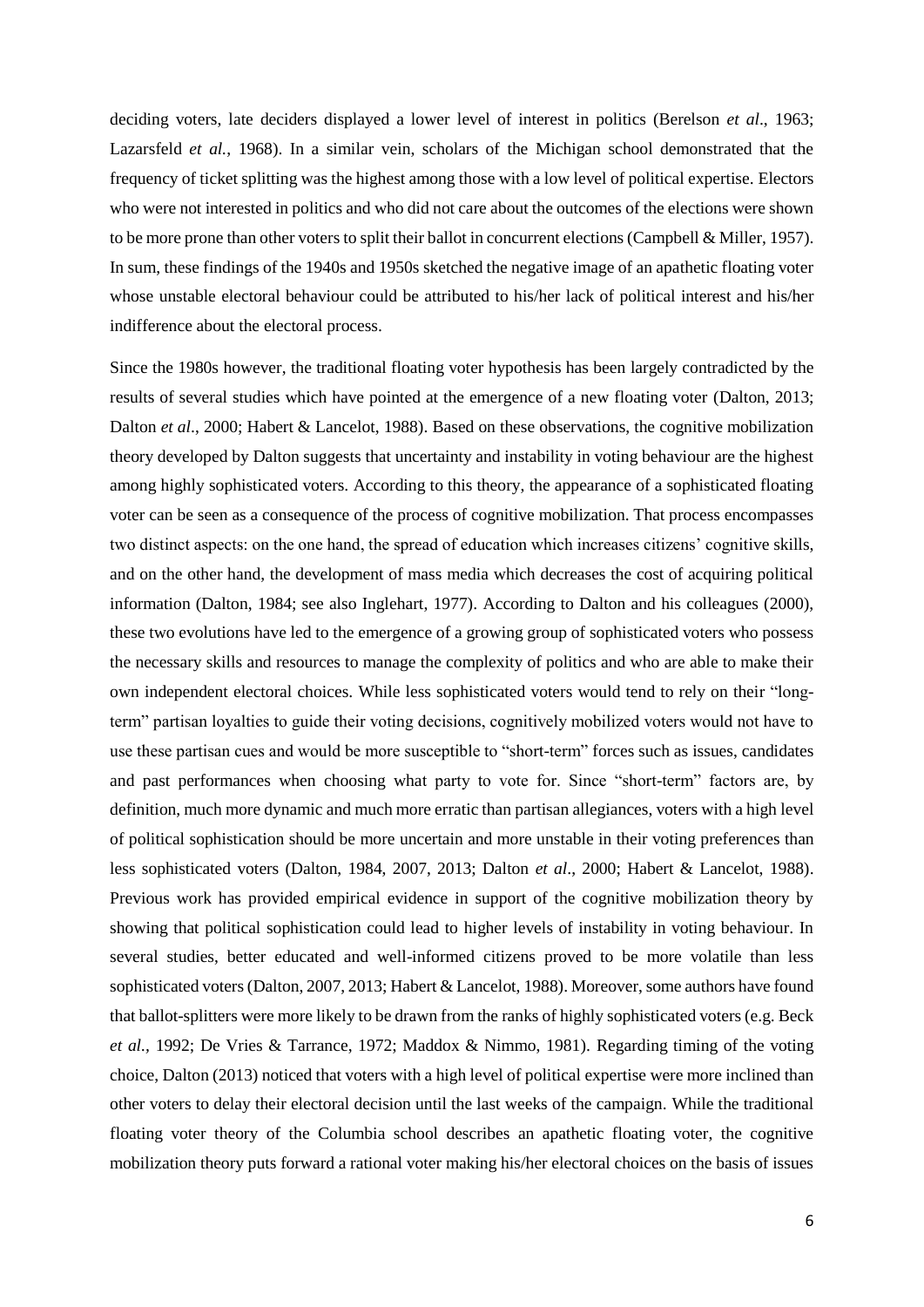deciding voters, late deciders displayed a lower level of interest in politics (Berelson *et al*., 1963; Lazarsfeld *et al.*, 1968). In a similar vein, scholars of the Michigan school demonstrated that the frequency of ticket splitting was the highest among those with a low level of political expertise. Electors who were not interested in politics and who did not care about the outcomes of the elections were shown to be more prone than other voters to split their ballot in concurrent elections (Campbell & Miller, 1957). In sum, these findings of the 1940s and 1950s sketched the negative image of an apathetic floating voter whose unstable electoral behaviour could be attributed to his/her lack of political interest and his/her indifference about the electoral process.

Since the 1980s however, the traditional floating voter hypothesis has been largely contradicted by the results of several studies which have pointed at the emergence of a new floating voter (Dalton, 2013; Dalton *et al*., 2000; Habert & Lancelot, 1988). Based on these observations, the cognitive mobilization theory developed by Dalton suggests that uncertainty and instability in voting behaviour are the highest among highly sophisticated voters. According to this theory, the appearance of a sophisticated floating voter can be seen as a consequence of the process of cognitive mobilization. That process encompasses two distinct aspects: on the one hand, the spread of education which increases citizens' cognitive skills, and on the other hand, the development of mass media which decreases the cost of acquiring political information (Dalton, 1984; see also Inglehart, 1977). According to Dalton and his colleagues (2000), these two evolutions have led to the emergence of a growing group of sophisticated voters who possess the necessary skills and resources to manage the complexity of politics and who are able to make their own independent electoral choices. While less sophisticated voters would tend to rely on their "long-term" partisan loyalties to guide their voting decisions, cognitively mobilized voters would not have to use these partisan cues and would be more susceptible to "short-term" forces such as issues, candidates and past performances when choosing what party to vote for. Since "short-term" factors are, by definition, much more dynamic and much more erratic than partisan allegiances, voters with a high level of political sophistication should be more uncertain and more unstable in their voting preferences than less sophisticated voters (Dalton, 1984, 2007, 2013; Dalton *et al*., 2000; Habert & Lancelot, 1988). Previous work has provided empirical evidence in support of the cognitive mobilization theory by showing that political sophistication could lead to higher levels of instability in voting behaviour. In several studies, better educated and well-informed citizens proved to be more volatile than less sophisticated voters (Dalton, 2007, 2013; Habert & Lancelot, 1988). Moreover, some authors have found that ballot-splitters were more likely to be drawn from the ranks of highly sophisticated voters (e.g. Beck *et al.*, 1992; De Vries & Tarrance, 1972; Maddox & Nimmo, 1981). Regarding timing of the voting choice, Dalton (2013) noticed that voters with a high level of political expertise were more inclined than other voters to delay their electoral decision until the last weeks of the campaign. While the traditional floating voter theory of the Columbia school describes an apathetic floating voter, the cognitive mobilization theory puts forward a rational voter making his/her electoral choices on the basis of issues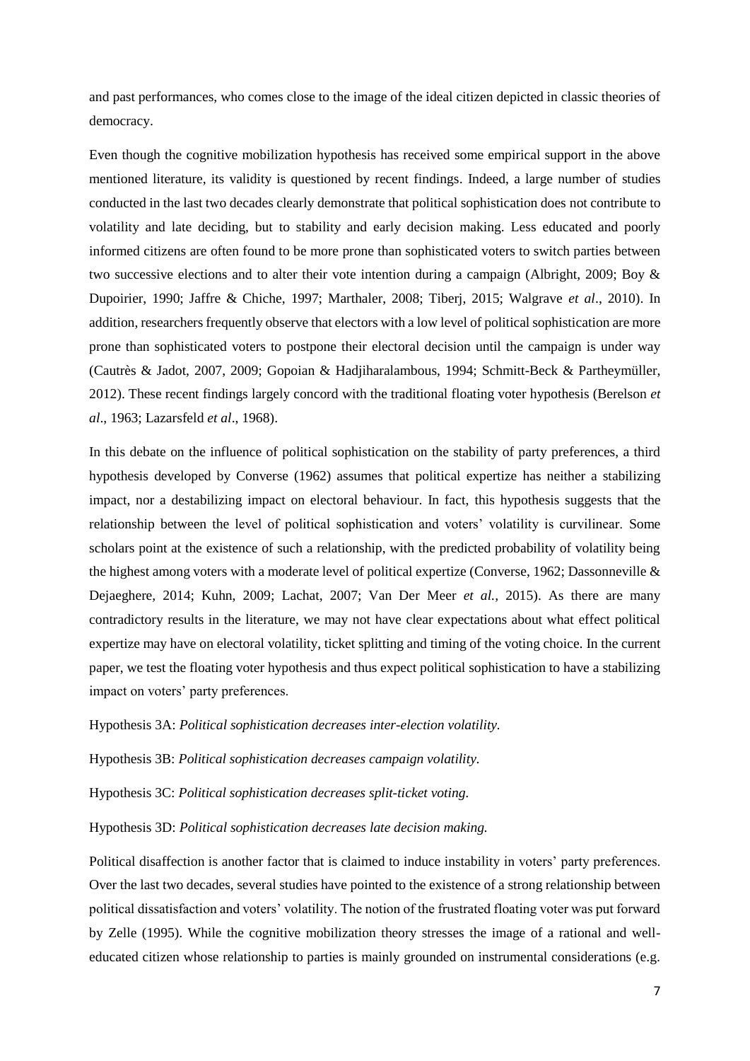and past performances, who comes close to the image of the ideal citizen depicted in classic theories of democracy.

Even though the cognitive mobilization hypothesis has received some empirical support in the above mentioned literature, its validity is questioned by recent findings. Indeed, a large number of studies conducted in the last two decades clearly demonstrate that political sophistication does not contribute to volatility and late deciding, but to stability and early decision making. Less educated and poorly informed citizens are often found to be more prone than sophisticated voters to switch parties between two successive elections and to alter their vote intention during a campaign (Albright, 2009; Boy & Dupoirier, 1990; Jaffre & Chiche, 1997; Marthaler, 2008; Tiberj, 2015; Walgrave *et al*., 2010). In addition, researchers frequently observe that electors with a low level of political sophistication are more prone than sophisticated voters to postpone their electoral decision until the campaign is under way (Cautrès & Jadot, 2007, 2009; Gopoian & Hadjiharalambous, 1994; Schmitt-Beck & Partheymüller, 2012). These recent findings largely concord with the traditional floating voter hypothesis (Berelson *et al*., 1963; Lazarsfeld *et al*., 1968).

In this debate on the influence of political sophistication on the stability of party preferences, a third hypothesis developed by Converse (1962) assumes that political expertize has neither a stabilizing impact, nor a destabilizing impact on electoral behaviour. In fact, this hypothesis suggests that the relationship between the level of political sophistication and voters' volatility is curvilinear. Some scholars point at the existence of such a relationship, with the predicted probability of volatility being the highest among voters with a moderate level of political expertize (Converse, 1962; Dassonneville & Dejaeghere, 2014; Kuhn, 2009; Lachat, 2007; Van Der Meer *et al.,* 2015). As there are many contradictory results in the literature, we may not have clear expectations about what effect political expertize may have on electoral volatility, ticket splitting and timing of the voting choice. In the current paper, we test the floating voter hypothesis and thus expect political sophistication to have a stabilizing impact on voters' party preferences.

Hypothesis 3A: *Political sophistication decreases inter-election volatility.*

Hypothesis 3B: *Political sophistication decreases campaign volatility.*

Hypothesis 3C: *Political sophistication decreases split-ticket voting.*

Hypothesis 3D: *Political sophistication decreases late decision making.*

Political disaffection is another factor that is claimed to induce instability in voters' party preferences. Over the last two decades, several studies have pointed to the existence of a strong relationship between political dissatisfaction and voters' volatility. The notion of the frustrated floating voter was put forward by Zelle (1995). While the cognitive mobilization theory stresses the image of a rational and well-educated citizen whose relationship to parties is mainly grounded on instrumental considerations (e.g.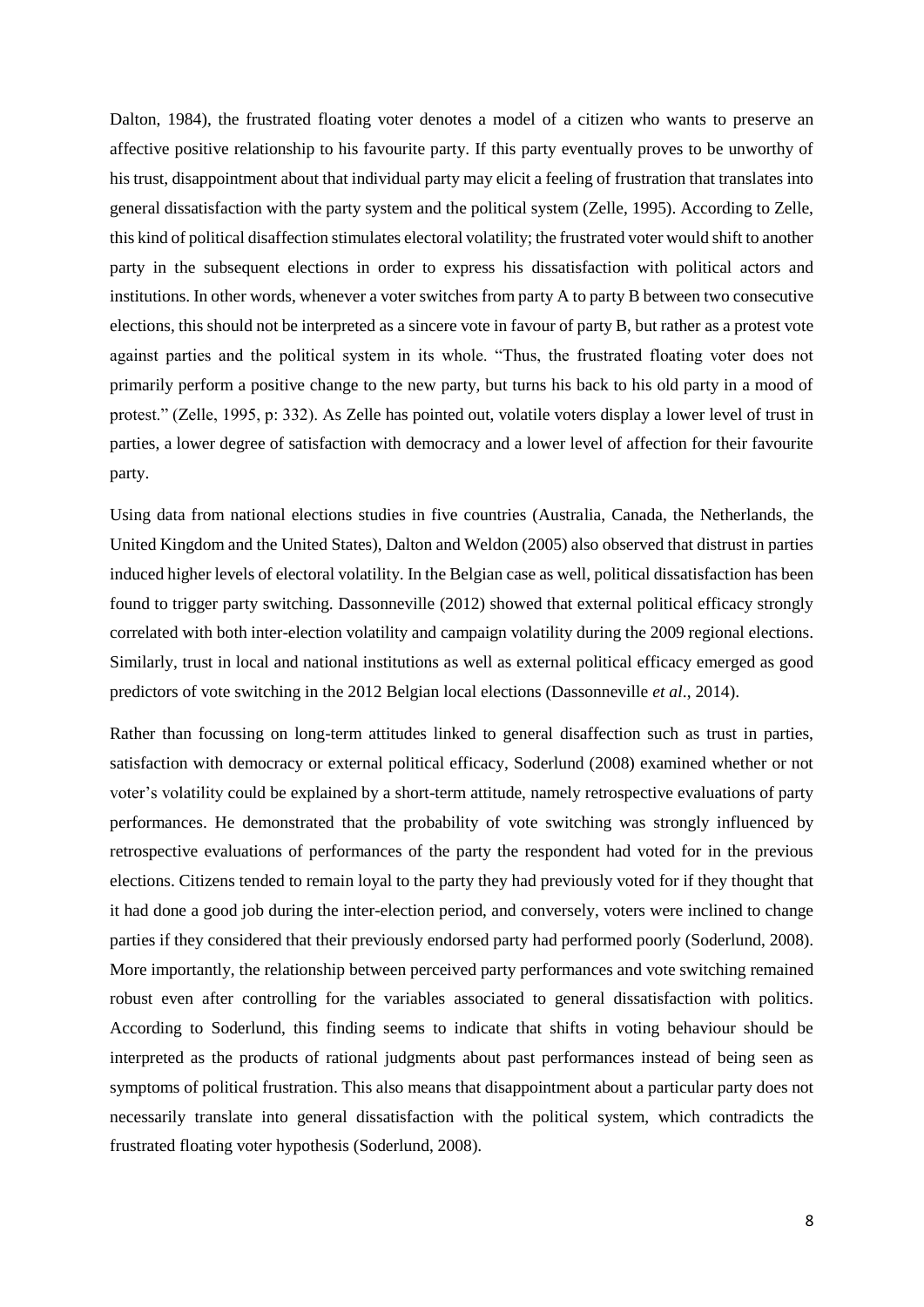Dalton, 1984), the frustrated floating voter denotes a model of a citizen who wants to preserve an affective positive relationship to his favourite party. If this party eventually proves to be unworthy of his trust, disappointment about that individual party may elicit a feeling of frustration that translates into general dissatisfaction with the party system and the political system (Zelle, 1995). According to Zelle, this kind of political disaffection stimulates electoral volatility; the frustrated voter would shift to another party in the subsequent elections in order to express his dissatisfaction with political actors and institutions. In other words, whenever a voter switches from party A to party B between two consecutive elections, this should not be interpreted as a sincere vote in favour of party B, but rather as a protest vote against parties and the political system in its whole. "Thus, the frustrated floating voter does not primarily perform a positive change to the new party, but turns his back to his old party in a mood of protest." (Zelle, 1995, p: 332). As Zelle has pointed out, volatile voters display a lower level of trust in parties, a lower degree of satisfaction with democracy and a lower level of affection for their favourite party.

Using data from national elections studies in five countries (Australia, Canada, the Netherlands, the United Kingdom and the United States), Dalton and Weldon (2005) also observed that distrust in parties induced higher levels of electoral volatility. In the Belgian case as well, political dissatisfaction has been found to trigger party switching. Dassonneville (2012) showed that external political efficacy strongly correlated with both inter-election volatility and campaign volatility during the 2009 regional elections. Similarly, trust in local and national institutions as well as external political efficacy emerged as good predictors of vote switching in the 2012 Belgian local elections (Dassonneville *et al*., 2014).

Rather than focussing on long-term attitudes linked to general disaffection such as trust in parties, satisfaction with democracy or external political efficacy, Soderlund (2008) examined whether or not voter's volatility could be explained by a short-term attitude, namely retrospective evaluations of party performances. He demonstrated that the probability of vote switching was strongly influenced by retrospective evaluations of performances of the party the respondent had voted for in the previous elections. Citizens tended to remain loyal to the party they had previously voted for if they thought that it had done a good job during the inter-election period, and conversely, voters were inclined to change parties if they considered that their previously endorsed party had performed poorly (Soderlund, 2008). More importantly, the relationship between perceived party performances and vote switching remained robust even after controlling for the variables associated to general dissatisfaction with politics. According to Soderlund, this finding seems to indicate that shifts in voting behaviour should be interpreted as the products of rational judgments about past performances instead of being seen as symptoms of political frustration. This also means that disappointment about a particular party does not necessarily translate into general dissatisfaction with the political system, which contradicts the frustrated floating voter hypothesis (Soderlund, 2008).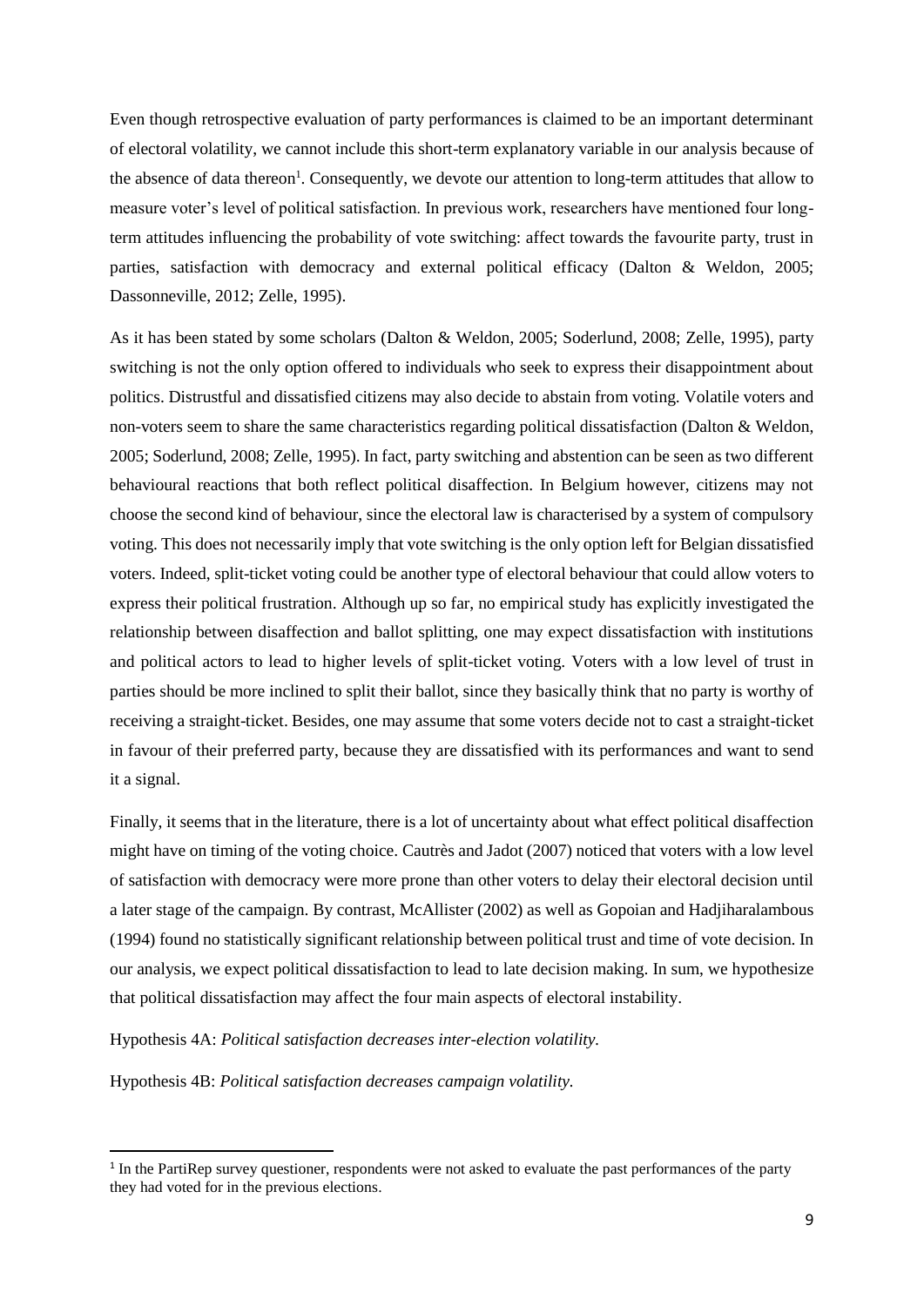Even though retrospective evaluation of party performances is claimed to be an important determinant of electoral volatility, we cannot include this short-term explanatory variable in our analysis because of the absence of data thereon[1]. Consequently, we devote our attention to long-term attitudes that allow to measure voter's level of political satisfaction. In previous work, researchers have mentioned four long-term attitudes influencing the probability of vote switching: affect towards the favourite party, trust in parties, satisfaction with democracy and external political efficacy (Dalton & Weldon, 2005; Dassonneville, 2012; Zelle, 1995).

As it has been stated by some scholars (Dalton & Weldon, 2005; Soderlund, 2008; Zelle, 1995), party switching is not the only option offered to individuals who seek to express their disappointment about politics. Distrustful and dissatisfied citizens may also decide to abstain from voting. Volatile voters and non-voters seem to share the same characteristics regarding political dissatisfaction (Dalton & Weldon, 2005; Soderlund, 2008; Zelle, 1995). In fact, party switching and abstention can be seen as two different behavioural reactions that both reflect political disaffection. In Belgium however, citizens may not choose the second kind of behaviour, since the electoral law is characterised by a system of compulsory voting. This does not necessarily imply that vote switching is the only option left for Belgian dissatisfied voters. Indeed, split-ticket voting could be another type of electoral behaviour that could allow voters to express their political frustration. Although up so far, no empirical study has explicitly investigated the relationship between disaffection and ballot splitting, one may expect dissatisfaction with institutions and political actors to lead to higher levels of split-ticket voting. Voters with a low level of trust in parties should be more inclined to split their ballot, since they basically think that no party is worthy of receiving a straight-ticket. Besides, one may assume that some voters decide not to cast a straight-ticket in favour of their preferred party, because they are dissatisfied with its performances and want to send it a signal.

Finally, it seems that in the literature, there is a lot of uncertainty about what effect political disaffection might have on timing of the voting choice. Cautrès and Jadot (2007) noticed that voters with a low level of satisfaction with democracy were more prone than other voters to delay their electoral decision until a later stage of the campaign. By contrast, McAllister (2002) as well as Gopoian and Hadjiharalambous (1994) found no statistically significant relationship between political trust and time of vote decision. In our analysis, we expect political dissatisfaction to lead to late decision making. In sum, we hypothesize that political dissatisfaction may affect the four main aspects of electoral instability.

Hypothesis 4A: *Political satisfaction decreases inter-election volatility.*

Hypothesis 4B: *Political satisfaction decreases campaign volatility.*

[1] In the PartiRep survey questioner, respondents were not asked to evaluate the past performances of the party they had voted for in the previous elections.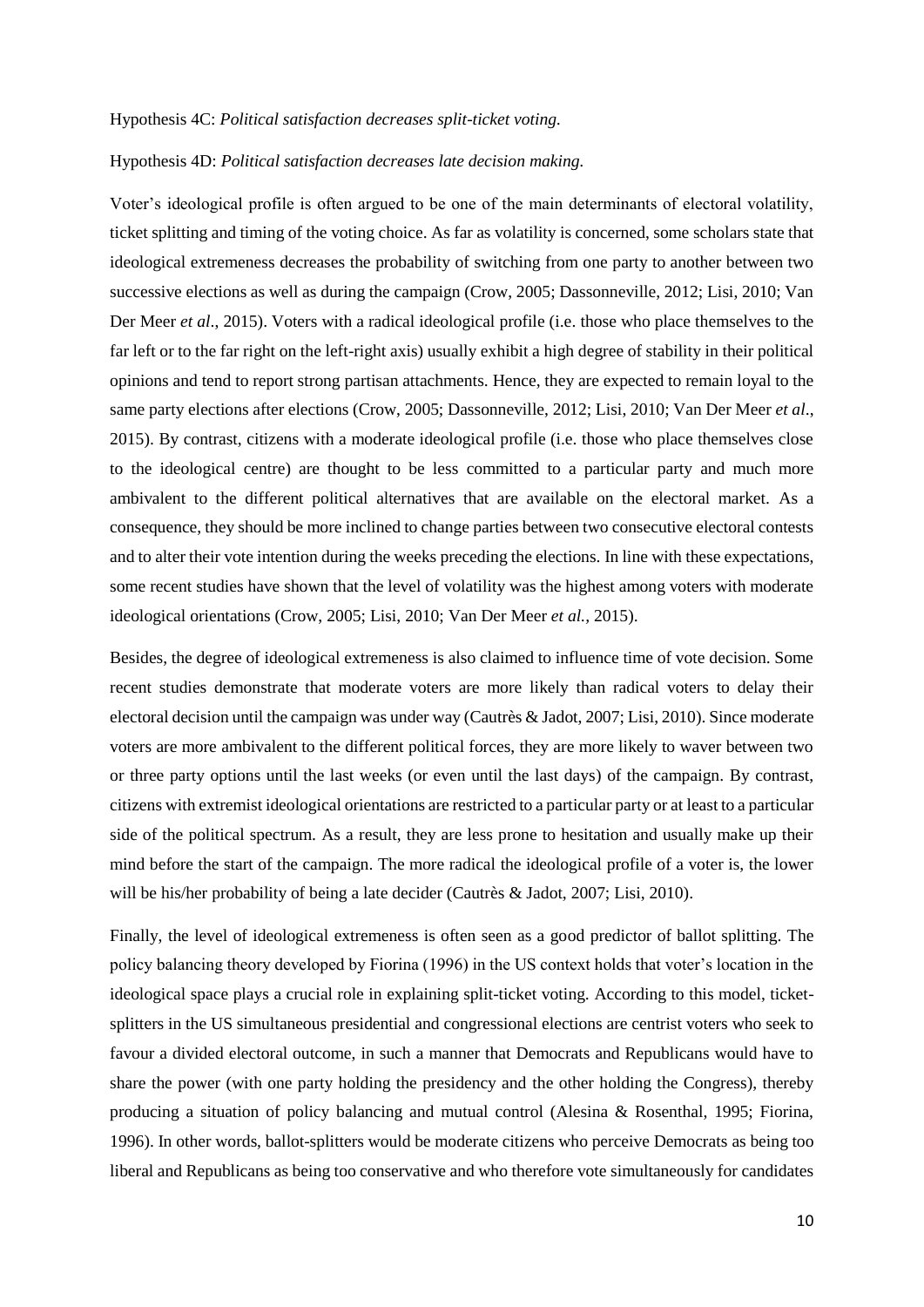Hypothesis 4C: *Political satisfaction decreases split-ticket voting.*

Hypothesis 4D: *Political satisfaction decreases late decision making.*

Voter's ideological profile is often argued to be one of the main determinants of electoral volatility, ticket splitting and timing of the voting choice. As far as volatility is concerned, some scholars state that ideological extremeness decreases the probability of switching from one party to another between two successive elections as well as during the campaign (Crow, 2005; Dassonneville, 2012; Lisi, 2010; Van Der Meer *et al*., 2015). Voters with a radical ideological profile (i.e. those who place themselves to the far left or to the far right on the left-right axis) usually exhibit a high degree of stability in their political opinions and tend to report strong partisan attachments. Hence, they are expected to remain loyal to the same party elections after elections (Crow, 2005; Dassonneville, 2012; Lisi, 2010; Van Der Meer *et al*., 2015). By contrast, citizens with a moderate ideological profile (i.e. those who place themselves close to the ideological centre) are thought to be less committed to a particular party and much more ambivalent to the different political alternatives that are available on the electoral market. As a consequence, they should be more inclined to change parties between two consecutive electoral contests and to alter their vote intention during the weeks preceding the elections. In line with these expectations, some recent studies have shown that the level of volatility was the highest among voters with moderate ideological orientations (Crow, 2005; Lisi, 2010; Van Der Meer *et al.*, 2015).

Besides, the degree of ideological extremeness is also claimed to influence time of vote decision. Some recent studies demonstrate that moderate voters are more likely than radical voters to delay their electoral decision until the campaign was under way (Cautrès & Jadot, 2007; Lisi, 2010). Since moderate voters are more ambivalent to the different political forces, they are more likely to waver between two or three party options until the last weeks (or even until the last days) of the campaign. By contrast, citizens with extremist ideological orientations are restricted to a particular party or at least to a particular side of the political spectrum. As a result, they are less prone to hesitation and usually make up their mind before the start of the campaign. The more radical the ideological profile of a voter is, the lower will be his/her probability of being a late decider (Cautrès & Jadot, 2007; Lisi, 2010).

Finally, the level of ideological extremeness is often seen as a good predictor of ballot splitting. The policy balancing theory developed by Fiorina (1996) in the US context holds that voter's location in the ideological space plays a crucial role in explaining split-ticket voting. According to this model, ticket-splitters in the US simultaneous presidential and congressional elections are centrist voters who seek to favour a divided electoral outcome, in such a manner that Democrats and Republicans would have to share the power (with one party holding the presidency and the other holding the Congress), thereby producing a situation of policy balancing and mutual control (Alesina & Rosenthal, 1995; Fiorina, 1996). In other words, ballot-splitters would be moderate citizens who perceive Democrats as being too liberal and Republicans as being too conservative and who therefore vote simultaneously for candidates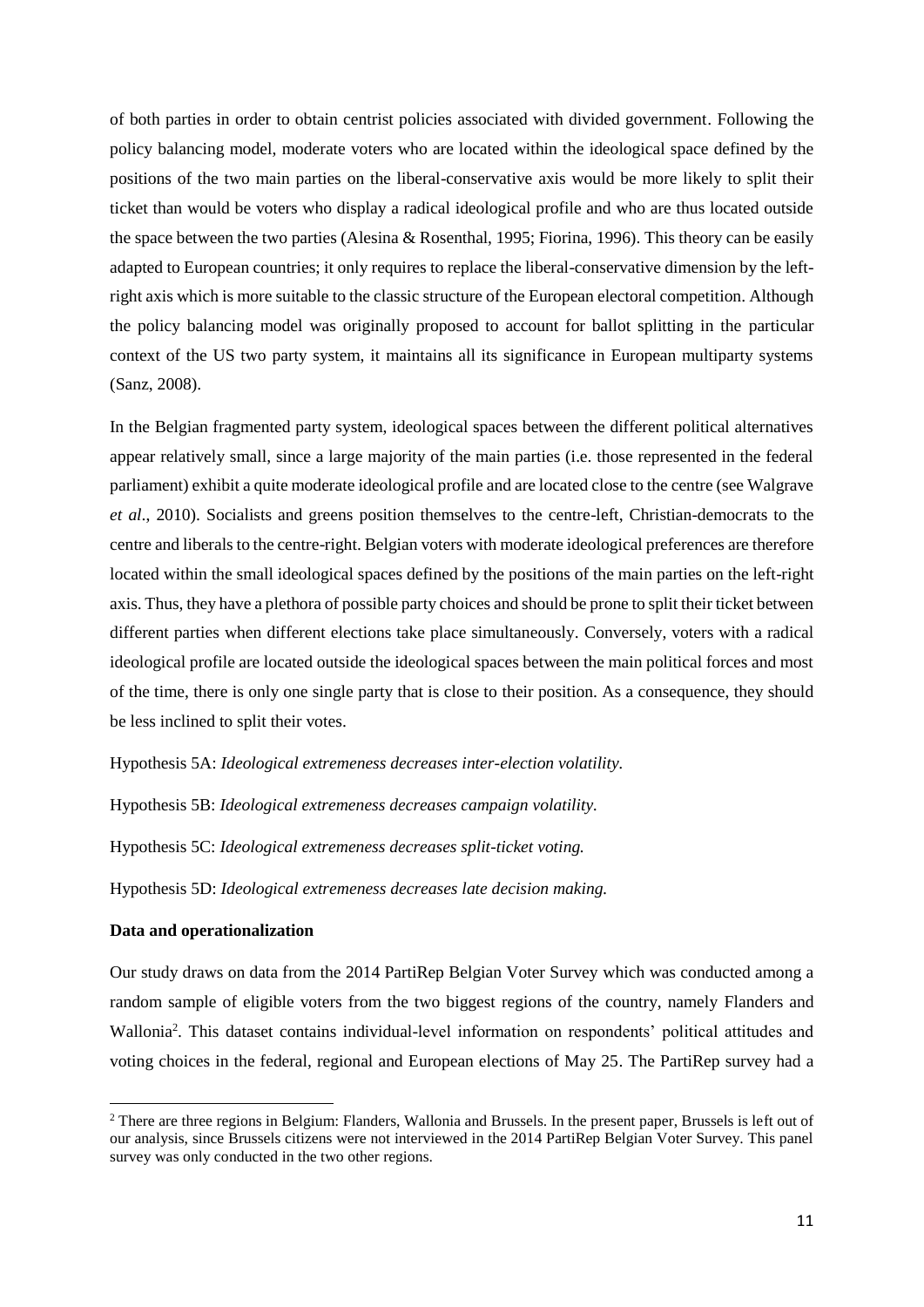of both parties in order to obtain centrist policies associated with divided government. Following the policy balancing model, moderate voters who are located within the ideological space defined by the positions of the two main parties on the liberal-conservative axis would be more likely to split their ticket than would be voters who display a radical ideological profile and who are thus located outside the space between the two parties (Alesina & Rosenthal, 1995; Fiorina, 1996). This theory can be easily adapted to European countries; it only requires to replace the liberal-conservative dimension by the left-right axis which is more suitable to the classic structure of the European electoral competition. Although the policy balancing model was originally proposed to account for ballot splitting in the particular context of the US two party system, it maintains all its significance in European multiparty systems (Sanz, 2008).

In the Belgian fragmented party system, ideological spaces between the different political alternatives appear relatively small, since a large majority of the main parties (i.e. those represented in the federal parliament) exhibit a quite moderate ideological profile and are located close to the centre (see Walgrave *et al*., 2010). Socialists and greens position themselves to the centre-left, Christian-democrats to the centre and liberals to the centre-right. Belgian voters with moderate ideological preferences are therefore located within the small ideological spaces defined by the positions of the main parties on the left-right axis. Thus, they have a plethora of possible party choices and should be prone to split their ticket between different parties when different elections take place simultaneously. Conversely, voters with a radical ideological profile are located outside the ideological spaces between the main political forces and most of the time, there is only one single party that is close to their position. As a consequence, they should be less inclined to split their votes.

Hypothesis 5A: *Ideological extremeness decreases inter-election volatility.*

Hypothesis 5B: *Ideological extremeness decreases campaign volatility.*

Hypothesis 5C: *Ideological extremeness decreases split-ticket voting.*

Hypothesis 5D: *Ideological extremeness decreases late decision making.*

**Data and operationalization**

Our study draws on data from the 2014 PartiRep Belgian Voter Survey which was conducted among a random sample of eligible voters from the two biggest regions of the country, namely Flanders and Wallonia[2]. This dataset contains individual-level information on respondents' political attitudes and voting choices in the federal, regional and European elections of May 25. The PartiRep survey had a

[2] There are three regions in Belgium: Flanders, Wallonia and Brussels. In the present paper, Brussels is left out of our analysis, since Brussels citizens were not interviewed in the 2014 PartiRep Belgian Voter Survey. This panel survey was only conducted in the two other regions.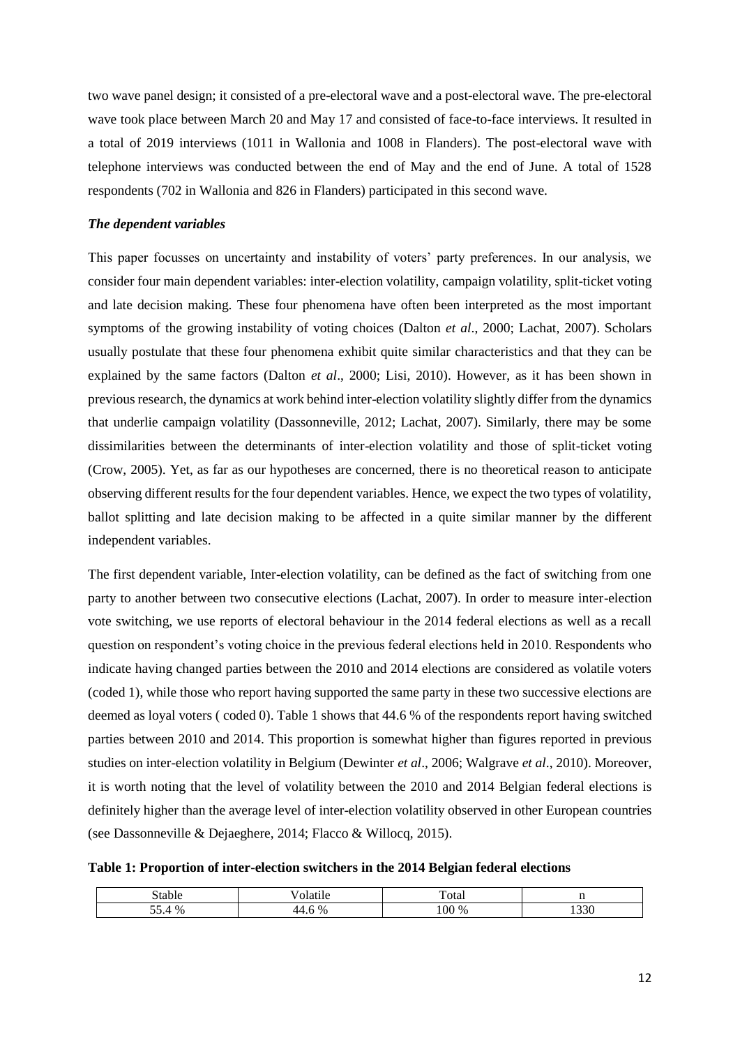two wave panel design; it consisted of a pre-electoral wave and a post-electoral wave. The pre-electoral wave took place between March 20 and May 17 and consisted of face-to-face interviews. It resulted in a total of 2019 interviews (1011 in Wallonia and 1008 in Flanders). The post-electoral wave with telephone interviews was conducted between the end of May and the end of June. A total of 1528 respondents (702 in Wallonia and 826 in Flanders) participated in this second wave.

### *The dependent variables*

This paper focusses on uncertainty and instability of voters' party preferences. In our analysis, we consider four main dependent variables: inter-election volatility, campaign volatility, split-ticket voting and late decision making. These four phenomena have often been interpreted as the most important symptoms of the growing instability of voting choices (Dalton *et al*., 2000; Lachat, 2007). Scholars usually postulate that these four phenomena exhibit quite similar characteristics and that they can be explained by the same factors (Dalton *et al*., 2000; Lisi, 2010). However, as it has been shown in previous research, the dynamics at work behind inter-election volatility slightly differ from the dynamics that underlie campaign volatility (Dassonneville, 2012; Lachat, 2007). Similarly, there may be some dissimilarities between the determinants of inter-election volatility and those of split-ticket voting (Crow, 2005). Yet, as far as our hypotheses are concerned, there is no theoretical reason to anticipate observing different results for the four dependent variables. Hence, we expect the two types of volatility, ballot splitting and late decision making to be affected in a quite similar manner by the different independent variables.

The first dependent variable, Inter-election volatility, can be defined as the fact of switching from one party to another between two consecutive elections (Lachat, 2007). In order to measure inter-election vote switching, we use reports of electoral behaviour in the 2014 federal elections as well as a recall question on respondent's voting choice in the previous federal elections held in 2010. Respondents who indicate having changed parties between the 2010 and 2014 elections are considered as volatile voters (coded 1), while those who report having supported the same party in these two successive elections are deemed as loyal voters ( coded 0). Table 1 shows that 44.6 % of the respondents report having switched parties between 2010 and 2014. This proportion is somewhat higher than figures reported in previous studies on inter-election volatility in Belgium (Dewinter *et al*., 2006; Walgrave *et al*., 2010). Moreover, it is worth noting that the level of volatility between the 2010 and 2014 Belgian federal elections is definitely higher than the average level of inter-election volatility observed in other European countries (see Dassonneville & Dejaeghere, 2014; Flacco & Willocq, 2015).

**Table 1: Proportion of inter-election switchers in the 2014 Belgian federal elections**

| Stable | Volatile | Total | n |
|---|---|---|---|
| 55.4 % | 44.6 % | 100 % | 1330 |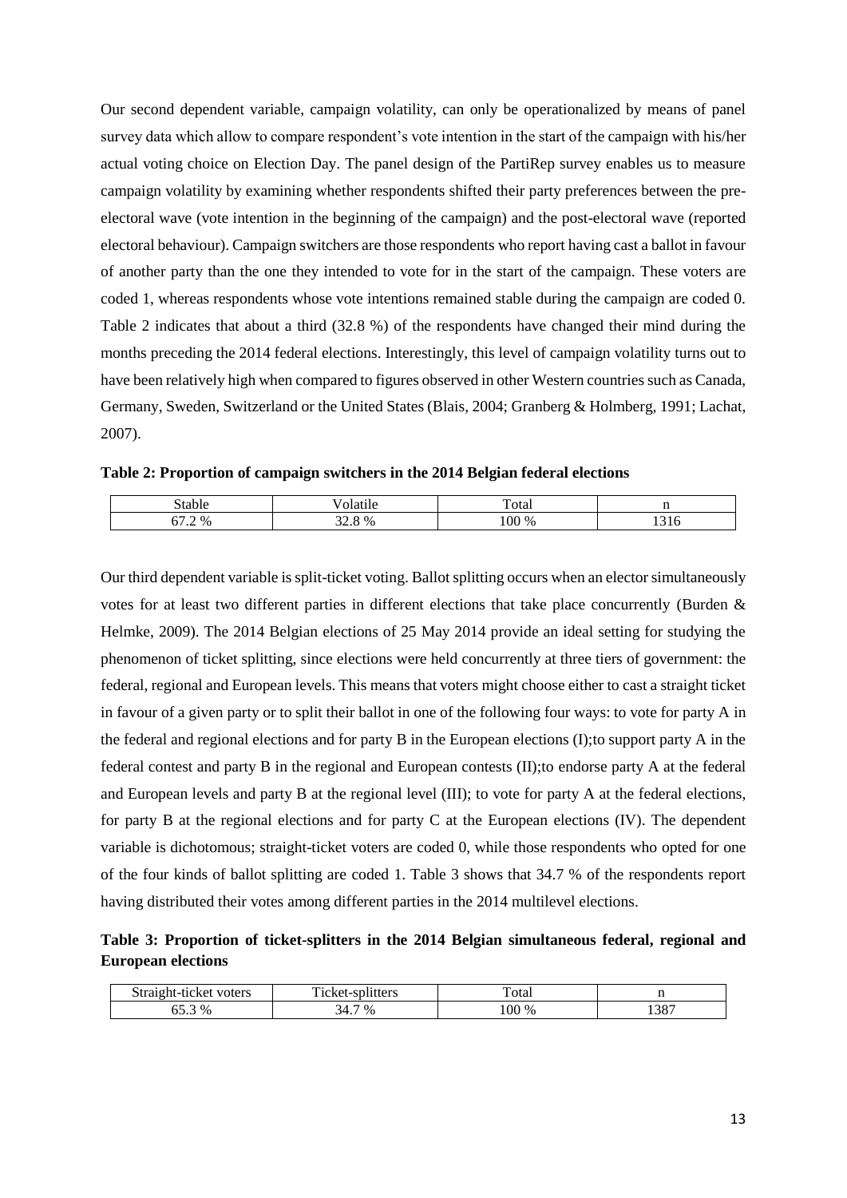Our second dependent variable, campaign volatility, can only be operationalized by means of panel survey data which allow to compare respondent's vote intention in the start of the campaign with his/her actual voting choice on Election Day. The panel design of the PartiRep survey enables us to measure campaign volatility by examining whether respondents shifted their party preferences between the pre-electoral wave (vote intention in the beginning of the campaign) and the post-electoral wave (reported electoral behaviour). Campaign switchers are those respondents who report having cast a ballot in favour of another party than the one they intended to vote for in the start of the campaign. These voters are coded 1, whereas respondents whose vote intentions remained stable during the campaign are coded 0. Table 2 indicates that about a third (32.8 %) of the respondents have changed their mind during the months preceding the 2014 federal elections. Interestingly, this level of campaign volatility turns out to have been relatively high when compared to figures observed in other Western countries such as Canada, Germany, Sweden, Switzerland or the United States (Blais, 2004; Granberg & Holmberg, 1991; Lachat, 2007).

**Table 2: Proportion of campaign switchers in the 2014 Belgian federal elections**

| Stable | Volatile | Total | n |
|---|---|---|---|
| 67.2 % | 32.8 % | 100 % | 1316 |

Our third dependent variable is split-ticket voting. Ballot splitting occurs when an elector simultaneously votes for at least two different parties in different elections that take place concurrently (Burden & Helmke, 2009). The 2014 Belgian elections of 25 May 2014 provide an ideal setting for studying the phenomenon of ticket splitting, since elections were held concurrently at three tiers of government: the federal, regional and European levels. This means that voters might choose either to cast a straight ticket in favour of a given party or to split their ballot in one of the following four ways: to vote for party A in the federal and regional elections and for party B in the European elections (I);to support party A in the federal contest and party B in the regional and European contests (II);to endorse party A at the federal and European levels and party B at the regional level (III); to vote for party A at the federal elections, for party B at the regional elections and for party C at the European elections (IV). The dependent variable is dichotomous; straight-ticket voters are coded 0, while those respondents who opted for one of the four kinds of ballot splitting are coded 1. Table 3 shows that 34.7 % of the respondents report having distributed their votes among different parties in the 2014 multilevel elections.

**Table 3: Proportion of ticket-splitters in the 2014 Belgian simultaneous federal, regional and European elections**

| Straight-ticket voters | Ticket-splitters | Total | n |
|---|---|---|---|
| 65.3 % | 34.7 % | 100 % | 1387 |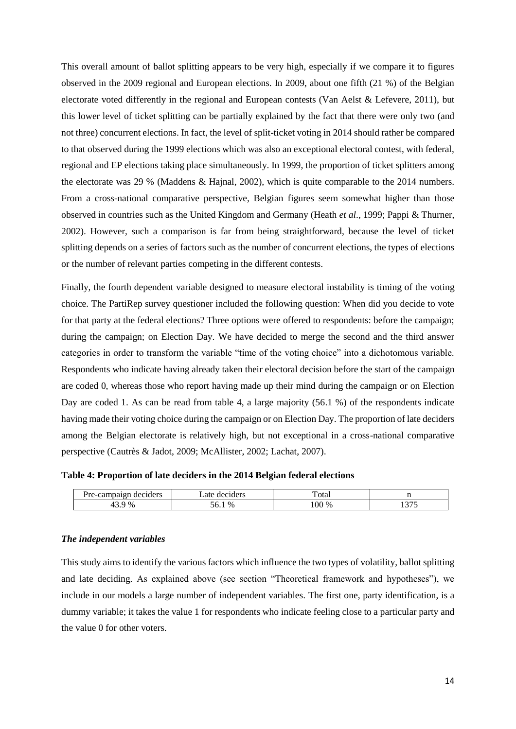This overall amount of ballot splitting appears to be very high, especially if we compare it to figures observed in the 2009 regional and European elections. In 2009, about one fifth (21 %) of the Belgian electorate voted differently in the regional and European contests (Van Aelst & Lefevere, 2011), but this lower level of ticket splitting can be partially explained by the fact that there were only two (and not three) concurrent elections. In fact, the level of split-ticket voting in 2014 should rather be compared to that observed during the 1999 elections which was also an exceptional electoral contest, with federal, regional and EP elections taking place simultaneously. In 1999, the proportion of ticket splitters among the electorate was 29 % (Maddens & Hajnal, 2002), which is quite comparable to the 2014 numbers. From a cross-national comparative perspective, Belgian figures seem somewhat higher than those observed in countries such as the United Kingdom and Germany (Heath *et al*., 1999; Pappi & Thurner, 2002). However, such a comparison is far from being straightforward, because the level of ticket splitting depends on a series of factors such as the number of concurrent elections, the types of elections or the number of relevant parties competing in the different contests.

Finally, the fourth dependent variable designed to measure electoral instability is timing of the voting choice. The PartiRep survey questioner included the following question: When did you decide to vote for that party at the federal elections? Three options were offered to respondents: before the campaign; during the campaign; on Election Day. We have decided to merge the second and the third answer categories in order to transform the variable "time of the voting choice" into a dichotomous variable. Respondents who indicate having already taken their electoral decision before the start of the campaign are coded 0, whereas those who report having made up their mind during the campaign or on Election Day are coded 1. As can be read from table 4, a large majority (56.1 %) of the respondents indicate having made their voting choice during the campaign or on Election Day. The proportion of late deciders among the Belgian electorate is relatively high, but not exceptional in a cross-national comparative perspective (Cautrès & Jadot, 2009; McAllister, 2002; Lachat, 2007).

**Table 4: Proportion of late deciders in the 2014 Belgian federal elections**

| Pre-campaign deciders | Late deciders | Total | n |
|---|---|---|---|
| 43.9 % | 56.1 % | 100 % | 1375 |

### *The independent variables*

This study aims to identify the various factors which influence the two types of volatility, ballot splitting and late deciding. As explained above (see section "Theoretical framework and hypotheses"), we include in our models a large number of independent variables. The first one, party identification, is a dummy variable; it takes the value 1 for respondents who indicate feeling close to a particular party and the value 0 for other voters.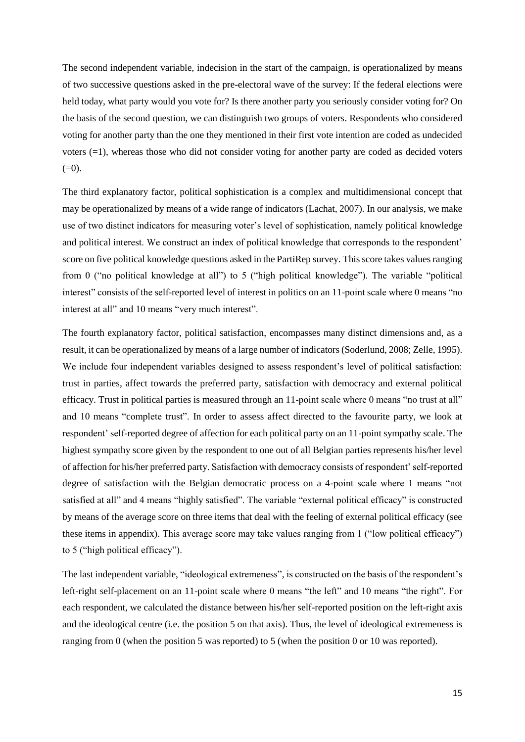The second independent variable, indecision in the start of the campaign, is operationalized by means of two successive questions asked in the pre-electoral wave of the survey: If the federal elections were held today, what party would you vote for? Is there another party you seriously consider voting for? On the basis of the second question, we can distinguish two groups of voters. Respondents who considered voting for another party than the one they mentioned in their first vote intention are coded as undecided voters (=1), whereas those who did not consider voting for another party are coded as decided voters (=0).

The third explanatory factor, political sophistication is a complex and multidimensional concept that may be operationalized by means of a wide range of indicators (Lachat, 2007). In our analysis, we make use of two distinct indicators for measuring voter's level of sophistication, namely political knowledge and political interest. We construct an index of political knowledge that corresponds to the respondent' score on five political knowledge questions asked in the PartiRep survey. This score takes values ranging from 0 ("no political knowledge at all") to 5 ("high political knowledge"). The variable "political interest" consists of the self-reported level of interest in politics on an 11-point scale where 0 means "no interest at all" and 10 means "very much interest".

The fourth explanatory factor, political satisfaction, encompasses many distinct dimensions and, as a result, it can be operationalized by means of a large number of indicators (Soderlund, 2008; Zelle, 1995). We include four independent variables designed to assess respondent's level of political satisfaction: trust in parties, affect towards the preferred party, satisfaction with democracy and external political efficacy. Trust in political parties is measured through an 11-point scale where 0 means "no trust at all" and 10 means "complete trust". In order to assess affect directed to the favourite party, we look at respondent' self-reported degree of affection for each political party on an 11-point sympathy scale. The highest sympathy score given by the respondent to one out of all Belgian parties represents his/her level of affection for his/her preferred party. Satisfaction with democracy consists of respondent' self-reported degree of satisfaction with the Belgian democratic process on a 4-point scale where 1 means "not satisfied at all" and 4 means "highly satisfied". The variable "external political efficacy" is constructed by means of the average score on three items that deal with the feeling of external political efficacy (see these items in appendix). This average score may take values ranging from 1 ("low political efficacy") to 5 ("high political efficacy").

The last independent variable, "ideological extremeness", is constructed on the basis of the respondent's left-right self-placement on an 11-point scale where 0 means "the left" and 10 means "the right". For each respondent, we calculated the distance between his/her self-reported position on the left-right axis and the ideological centre (i.e. the position 5 on that axis). Thus, the level of ideological extremeness is ranging from 0 (when the position 5 was reported) to 5 (when the position 0 or 10 was reported).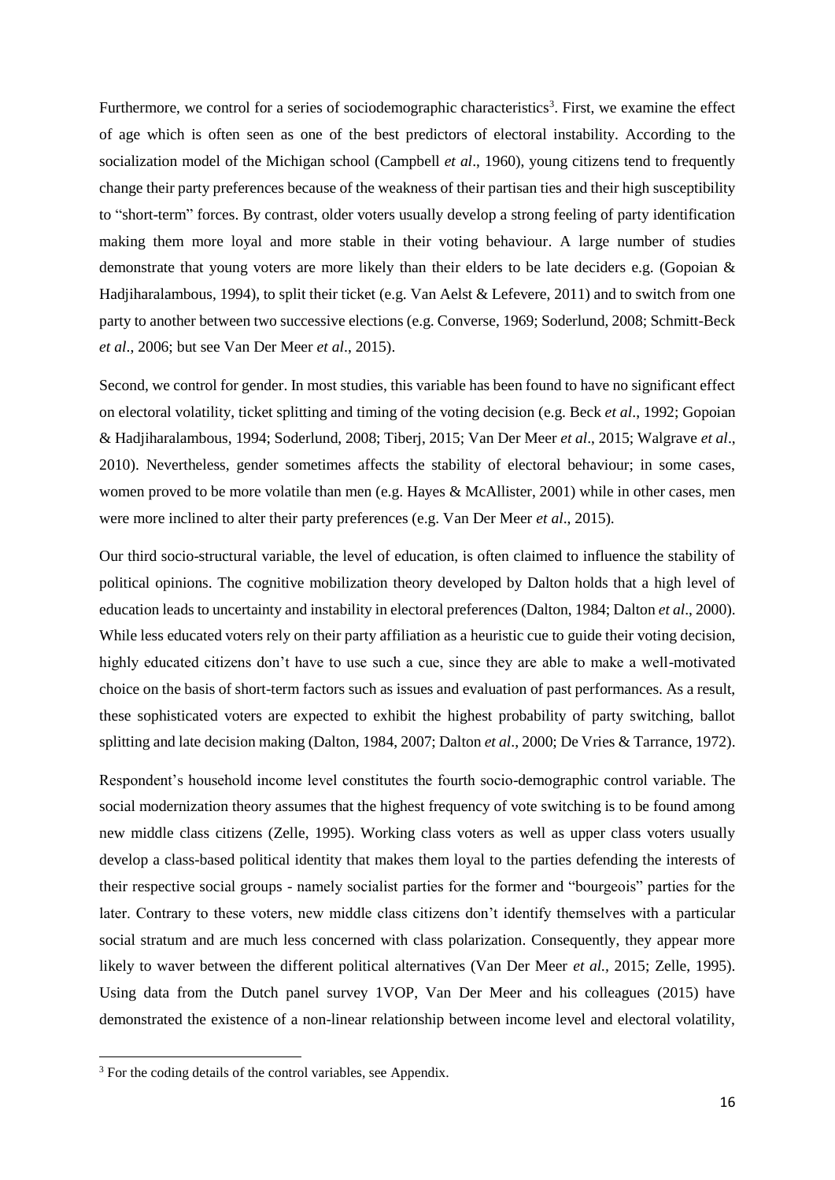Furthermore, we control for a series of sociodemographic characteristics[3]. First, we examine the effect of age which is often seen as one of the best predictors of electoral instability. According to the socialization model of the Michigan school (Campbell *et al*., 1960), young citizens tend to frequently change their party preferences because of the weakness of their partisan ties and their high susceptibility to "short-term" forces. By contrast, older voters usually develop a strong feeling of party identification making them more loyal and more stable in their voting behaviour. A large number of studies demonstrate that young voters are more likely than their elders to be late deciders e.g. (Gopoian & Hadjiharalambous, 1994), to split their ticket (e.g. Van Aelst & Lefevere, 2011) and to switch from one party to another between two successive elections (e.g. Converse, 1969; Soderlund, 2008; Schmitt-Beck *et al*., 2006; but see Van Der Meer *et al*., 2015).

Second, we control for gender. In most studies, this variable has been found to have no significant effect on electoral volatility, ticket splitting and timing of the voting decision (e.g. Beck *et al*., 1992; Gopoian & Hadjiharalambous, 1994; Soderlund, 2008; Tiberj, 2015; Van Der Meer *et al*., 2015; Walgrave *et al*., 2010). Nevertheless, gender sometimes affects the stability of electoral behaviour; in some cases, women proved to be more volatile than men (e.g. Hayes & McAllister, 2001) while in other cases, men were more inclined to alter their party preferences (e.g. Van Der Meer *et al*., 2015).

Our third socio-structural variable, the level of education, is often claimed to influence the stability of political opinions. The cognitive mobilization theory developed by Dalton holds that a high level of education leads to uncertainty and instability in electoral preferences (Dalton, 1984; Dalton *et al*., 2000). While less educated voters rely on their party affiliation as a heuristic cue to guide their voting decision, highly educated citizens don't have to use such a cue, since they are able to make a well-motivated choice on the basis of short-term factors such as issues and evaluation of past performances. As a result, these sophisticated voters are expected to exhibit the highest probability of party switching, ballot splitting and late decision making (Dalton, 1984, 2007; Dalton *et al*., 2000; De Vries & Tarrance, 1972).

Respondent's household income level constitutes the fourth socio-demographic control variable. The social modernization theory assumes that the highest frequency of vote switching is to be found among new middle class citizens (Zelle, 1995). Working class voters as well as upper class voters usually develop a class-based political identity that makes them loyal to the parties defending the interests of their respective social groups - namely socialist parties for the former and "bourgeois" parties for the later. Contrary to these voters, new middle class citizens don't identify themselves with a particular social stratum and are much less concerned with class polarization. Consequently, they appear more likely to waver between the different political alternatives (Van Der Meer *et al.*, 2015; Zelle, 1995). Using data from the Dutch panel survey 1VOP, Van Der Meer and his colleagues (2015) have demonstrated the existence of a non-linear relationship between income level and electoral volatility,

[3] For the coding details of the control variables, see Appendix.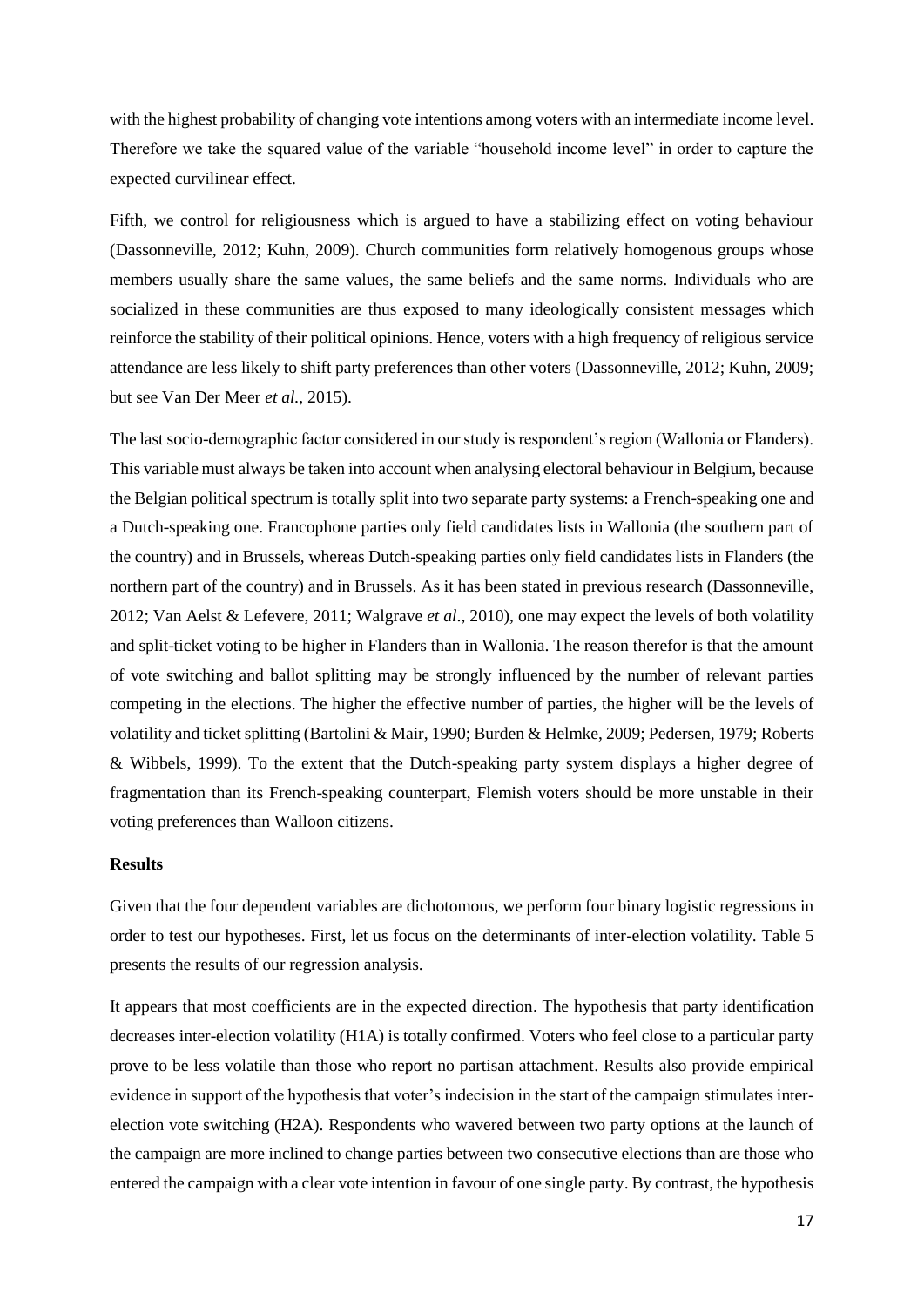with the highest probability of changing vote intentions among voters with an intermediate income level. Therefore we take the squared value of the variable "household income level" in order to capture the expected curvilinear effect.

Fifth, we control for religiousness which is argued to have a stabilizing effect on voting behaviour (Dassonneville, 2012; Kuhn, 2009). Church communities form relatively homogenous groups whose members usually share the same values, the same beliefs and the same norms. Individuals who are socialized in these communities are thus exposed to many ideologically consistent messages which reinforce the stability of their political opinions. Hence, voters with a high frequency of religious service attendance are less likely to shift party preferences than other voters (Dassonneville, 2012; Kuhn, 2009; but see Van Der Meer *et al.*, 2015).

The last socio-demographic factor considered in our study is respondent's region (Wallonia or Flanders). This variable must always be taken into account when analysing electoral behaviour in Belgium, because the Belgian political spectrum is totally split into two separate party systems: a French-speaking one and a Dutch-speaking one. Francophone parties only field candidates lists in Wallonia (the southern part of the country) and in Brussels, whereas Dutch-speaking parties only field candidates lists in Flanders (the northern part of the country) and in Brussels. As it has been stated in previous research (Dassonneville, 2012; Van Aelst & Lefevere, 2011; Walgrave *et al*., 2010), one may expect the levels of both volatility and split-ticket voting to be higher in Flanders than in Wallonia. The reason therefor is that the amount of vote switching and ballot splitting may be strongly influenced by the number of relevant parties competing in the elections. The higher the effective number of parties, the higher will be the levels of volatility and ticket splitting (Bartolini & Mair, 1990; Burden & Helmke, 2009; Pedersen, 1979; Roberts & Wibbels, 1999). To the extent that the Dutch-speaking party system displays a higher degree of fragmentation than its French-speaking counterpart, Flemish voters should be more unstable in their voting preferences than Walloon citizens.

**Results**

Given that the four dependent variables are dichotomous, we perform four binary logistic regressions in order to test our hypotheses. First, let us focus on the determinants of inter-election volatility. Table 5 presents the results of our regression analysis.

It appears that most coefficients are in the expected direction. The hypothesis that party identification decreases inter-election volatility (H1A) is totally confirmed. Voters who feel close to a particular party prove to be less volatile than those who report no partisan attachment. Results also provide empirical evidence in support of the hypothesis that voter's indecision in the start of the campaign stimulates inter-election vote switching (H2A). Respondents who wavered between two party options at the launch of the campaign are more inclined to change parties between two consecutive elections than are those who entered the campaign with a clear vote intention in favour of one single party. By contrast, the hypothesis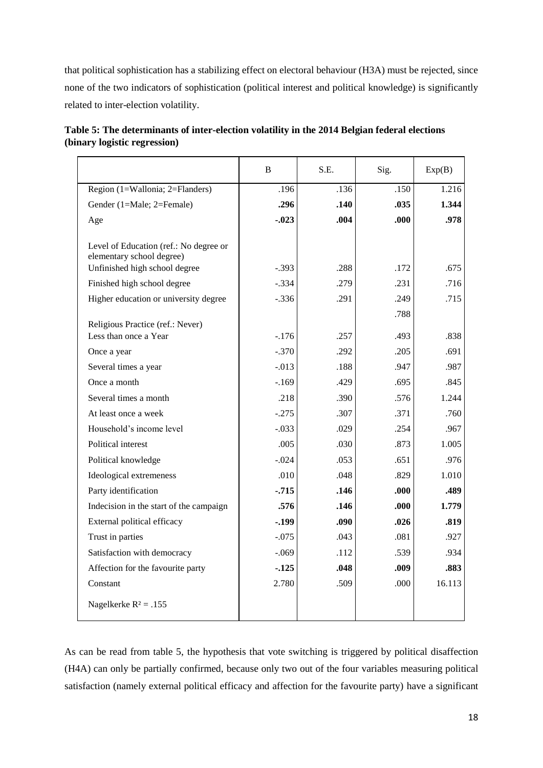that political sophistication has a stabilizing effect on electoral behaviour (H3A) must be rejected, since none of the two indicators of sophistication (political interest and political knowledge) is significantly related to inter-election volatility.

**Table 5: The determinants of inter-election volatility in the 2014 Belgian federal elections (binary logistic regression)**

| | B | S.E. | Sig. | Exp(B) |
|---|---|---|---|---|
| Region (1=Wallonia; 2=Flanders) | .196 | .136 | .150 | 1.216 |
| Gender (1=Male; 2=Female) | **.296** | **.140** | **.035** | **1.344** |
| Age | **-.023** | **.004** | **.000** | **.978** |
| Level of Education (ref.: No degree or elementary school degree) | | | | |
| Unfinished high school degree | -.393 | .288 | .172 | .675 |
| Finished high school degree | -.334 | .279 | .231 | .716 |
| Higher education or university degree | -.336 | .291 | .249 | .715 |
| Religious Practice (ref.: Never) | | | .788 | |
| Less than once a Year | -.176 | .257 | .493 | .838 |
| Once a year | -.370 | .292 | .205 | .691 |
| Several times a year | -.013 | .188 | .947 | .987 |
| Once a month | -.169 | .429 | .695 | .845 |
| Several times a month | .218 | .390 | .576 | 1.244 |
| At least once a week | -.275 | .307 | .371 | .760 |
| Household's income level | -.033 | .029 | .254 | .967 |
| Political interest | .005 | .030 | .873 | 1.005 |
| Political knowledge | -.024 | .053 | .651 | .976 |
| Ideological extremeness | .010 | .048 | .829 | 1.010 |
| Party identification | **-.715** | **.146** | **.000** | **.489** |
| Indecision in the start of the campaign | **.576** | **.146** | **.000** | **1.779** |
| External political efficacy | **-.199** | **.090** | **.026** | **.819** |
| Trust in parties | -.075 | .043 | .081 | .927 |
| Satisfaction with democracy | -.069 | .112 | .539 | .934 |
| Affection for the favourite party | **-.125** | **.048** | **.009** | **.883** |
| Constant | 2.780 | .509 | .000 | 16.113 |
| Nagelkerke $R^2$ = .155 | | | | |

As can be read from table 5, the hypothesis that vote switching is triggered by political disaffection (H4A) can only be partially confirmed, because only two out of the four variables measuring political satisfaction (namely external political efficacy and affection for the favourite party) have a significant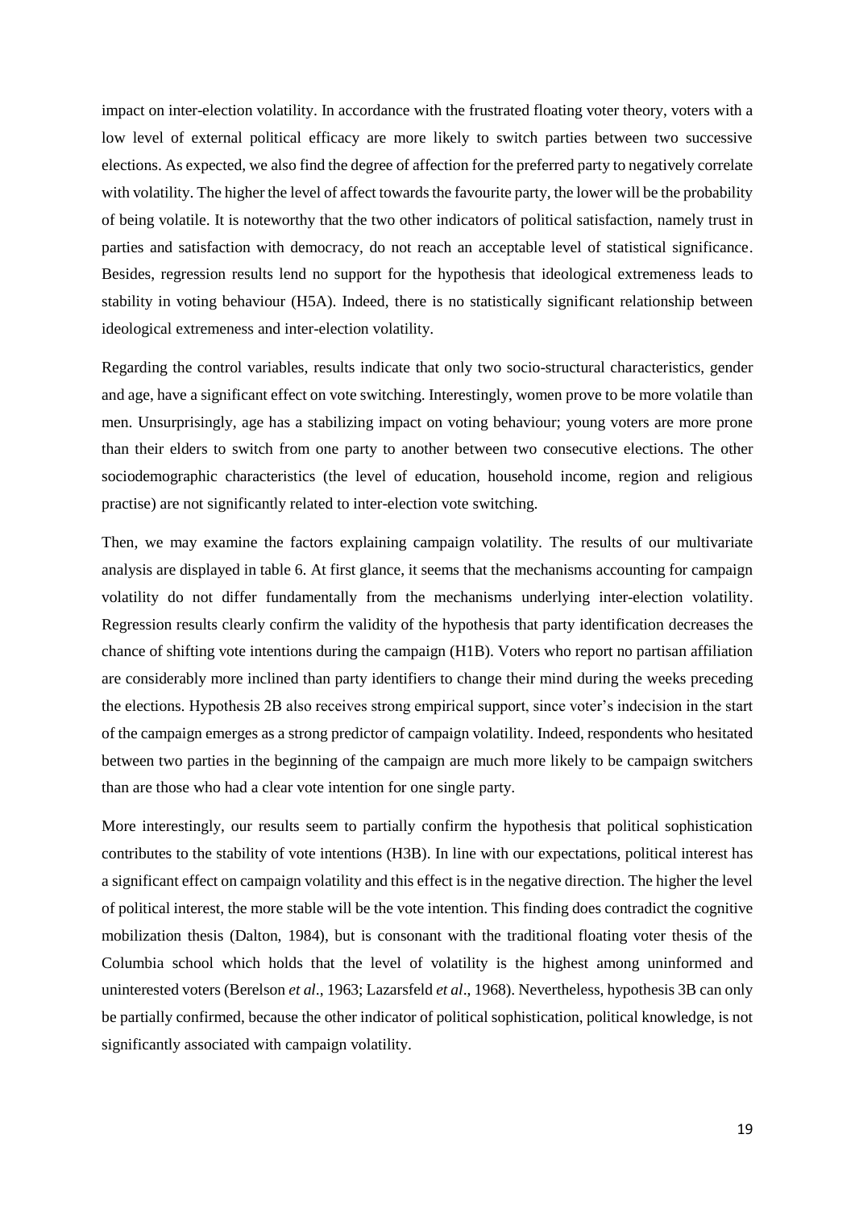impact on inter-election volatility. In accordance with the frustrated floating voter theory, voters with a low level of external political efficacy are more likely to switch parties between two successive elections. As expected, we also find the degree of affection for the preferred party to negatively correlate with volatility. The higher the level of affect towards the favourite party, the lower will be the probability of being volatile. It is noteworthy that the two other indicators of political satisfaction, namely trust in parties and satisfaction with democracy, do not reach an acceptable level of statistical significance. Besides, regression results lend no support for the hypothesis that ideological extremeness leads to stability in voting behaviour (H5A). Indeed, there is no statistically significant relationship between ideological extremeness and inter-election volatility.

Regarding the control variables, results indicate that only two socio-structural characteristics, gender and age, have a significant effect on vote switching. Interestingly, women prove to be more volatile than men. Unsurprisingly, age has a stabilizing impact on voting behaviour; young voters are more prone than their elders to switch from one party to another between two consecutive elections. The other sociodemographic characteristics (the level of education, household income, region and religious practise) are not significantly related to inter-election vote switching.

Then, we may examine the factors explaining campaign volatility. The results of our multivariate analysis are displayed in table 6. At first glance, it seems that the mechanisms accounting for campaign volatility do not differ fundamentally from the mechanisms underlying inter-election volatility. Regression results clearly confirm the validity of the hypothesis that party identification decreases the chance of shifting vote intentions during the campaign (H1B). Voters who report no partisan affiliation are considerably more inclined than party identifiers to change their mind during the weeks preceding the elections. Hypothesis 2B also receives strong empirical support, since voter's indecision in the start of the campaign emerges as a strong predictor of campaign volatility. Indeed, respondents who hesitated between two parties in the beginning of the campaign are much more likely to be campaign switchers than are those who had a clear vote intention for one single party.

More interestingly, our results seem to partially confirm the hypothesis that political sophistication contributes to the stability of vote intentions (H3B). In line with our expectations, political interest has a significant effect on campaign volatility and this effect is in the negative direction. The higher the level of political interest, the more stable will be the vote intention. This finding does contradict the cognitive mobilization thesis (Dalton, 1984), but is consonant with the traditional floating voter thesis of the Columbia school which holds that the level of volatility is the highest among uninformed and uninterested voters (Berelson *et al*., 1963; Lazarsfeld *et al*., 1968). Nevertheless, hypothesis 3B can only be partially confirmed, because the other indicator of political sophistication, political knowledge, is not significantly associated with campaign volatility.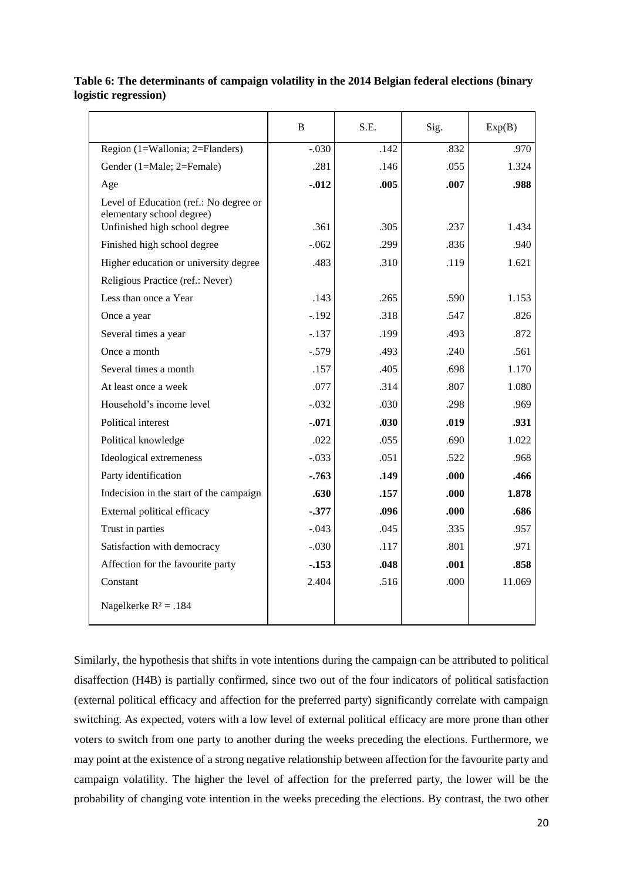**Table 6: The determinants of campaign volatility in the 2014 Belgian federal elections (binary logistic regression)**

| | B | S.E. | Sig. | Exp(B) |
|---|---|---|---|---|
| Region (1=Wallonia; 2=Flanders) | -.030 | .142 | .832 | .970 |
| Gender (1=Male; 2=Female) | .281 | .146 | .055 | 1.324 |
| Age | **-.012** | **.005** | **.007** | **.988** |
| Level of Education (ref.: No degree or elementary school degree) | | | | |
| Unfinished high school degree | .361 | .305 | .237 | 1.434 |
| Finished high school degree | -.062 | .299 | .836 | .940 |
| Higher education or university degree | .483 | .310 | .119 | 1.621 |
| Religious Practice (ref.: Never) | | | | |
| Less than once a Year | .143 | .265 | .590 | 1.153 |
| Once a year | -.192 | .318 | .547 | .826 |
| Several times a year | -.137 | .199 | .493 | .872 |
| Once a month | -.579 | .493 | .240 | .561 |
| Several times a month | .157 | .405 | .698 | 1.170 |
| At least once a week | .077 | .314 | .807 | 1.080 |
| Household's income level | -.032 | .030 | .298 | .969 |
| Political interest | **-.071** | **.030** | **.019** | **.931** |
| Political knowledge | .022 | .055 | .690 | 1.022 |
| Ideological extremeness | -.033 | .051 | .522 | .968 |
| Party identification | **-.763** | **.149** | **.000** | **.466** |
| Indecision in the start of the campaign | **.630** | **.157** | **.000** | **1.878** |
| External political efficacy | **-.377** | **.096** | **.000** | **.686** |
| Trust in parties | -.043 | .045 | .335 | .957 |
| Satisfaction with democracy | -.030 | .117 | .801 | .971 |
| Affection for the favourite party | **-.153** | **.048** | **.001** | **.858** |
| Constant | 2.404 | .516 | .000 | 11.069 |
| Nagelkerke $R^2$ = .184 | | | | |

Similarly, the hypothesis that shifts in vote intentions during the campaign can be attributed to political disaffection (H4B) is partially confirmed, since two out of the four indicators of political satisfaction (external political efficacy and affection for the preferred party) significantly correlate with campaign switching. As expected, voters with a low level of external political efficacy are more prone than other voters to switch from one party to another during the weeks preceding the elections. Furthermore, we may point at the existence of a strong negative relationship between affection for the favourite party and campaign volatility. The higher the level of affection for the preferred party, the lower will be the probability of changing vote intention in the weeks preceding the elections. By contrast, the two other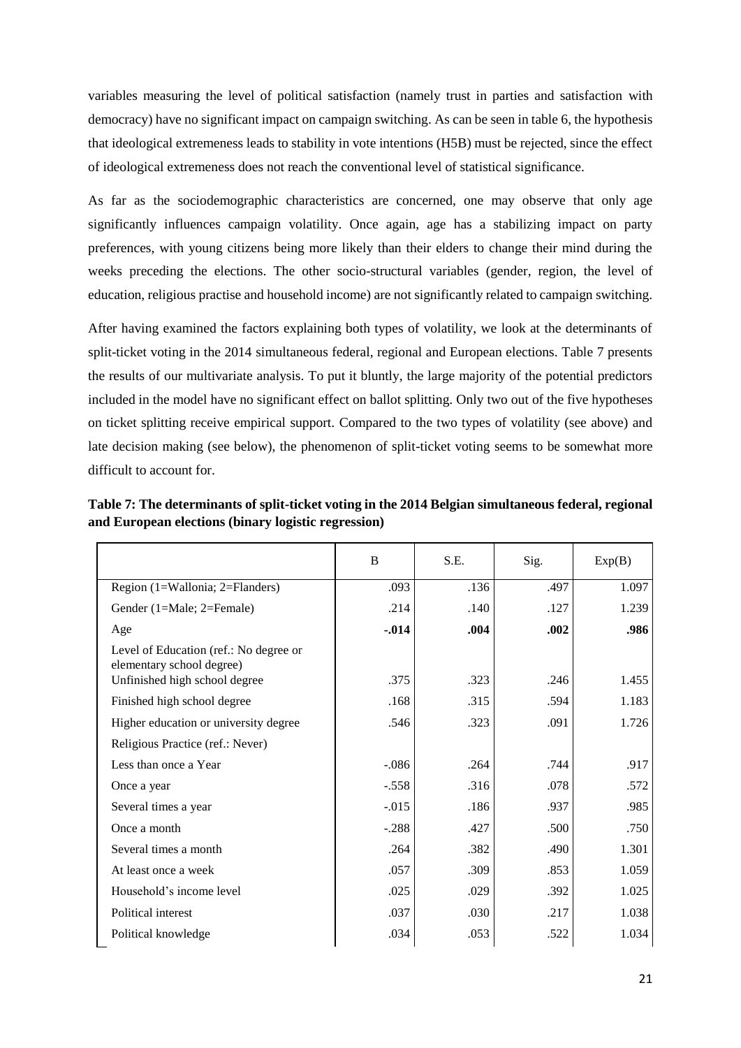variables measuring the level of political satisfaction (namely trust in parties and satisfaction with democracy) have no significant impact on campaign switching. As can be seen in table 6, the hypothesis that ideological extremeness leads to stability in vote intentions (H5B) must be rejected, since the effect of ideological extremeness does not reach the conventional level of statistical significance.

As far as the sociodemographic characteristics are concerned, one may observe that only age significantly influences campaign volatility. Once again, age has a stabilizing impact on party preferences, with young citizens being more likely than their elders to change their mind during the weeks preceding the elections. The other socio-structural variables (gender, region, the level of education, religious practise and household income) are not significantly related to campaign switching.

After having examined the factors explaining both types of volatility, we look at the determinants of split-ticket voting in the 2014 simultaneous federal, regional and European elections. Table 7 presents the results of our multivariate analysis. To put it bluntly, the large majority of the potential predictors included in the model have no significant effect on ballot splitting. Only two out of the five hypotheses on ticket splitting receive empirical support. Compared to the two types of volatility (see above) and late decision making (see below), the phenomenon of split-ticket voting seems to be somewhat more difficult to account for.

**Table 7: The determinants of split-ticket voting in the 2014 Belgian simultaneous federal, regional and European elections (binary logistic regression)**

| | B | S.E. | Sig. | Exp(B) |
|---|---|---|---|---|
| Region (1=Wallonia; 2=Flanders) | .093 | .136 | .497 | 1.097 |
| Gender (1=Male; 2=Female) | .214 | .140 | .127 | 1.239 |
| Age | **-.014** | **.004** | **.002** | **.986** |
| Level of Education (ref.: No degree or elementary school degree) | | | | |
| Unfinished high school degree | .375 | .323 | .246 | 1.455 |
| Finished high school degree | .168 | .315 | .594 | 1.183 |
| Higher education or university degree | .546 | .323 | .091 | 1.726 |
| Religious Practice (ref.: Never) | | | | |
| Less than once a Year | -.086 | .264 | .744 | .917 |
| Once a year | -.558 | .316 | .078 | .572 |
| Several times a year | -.015 | .186 | .937 | .985 |
| Once a month | -.288 | .427 | .500 | .750 |
| Several times a month | .264 | .382 | .490 | 1.301 |
| At least once a week | .057 | .309 | .853 | 1.059 |
| Household's income level | .025 | .029 | .392 | 1.025 |
| Political interest | .037 | .030 | .217 | 1.038 |
| Political knowledge | .034 | .053 | .522 | 1.034 |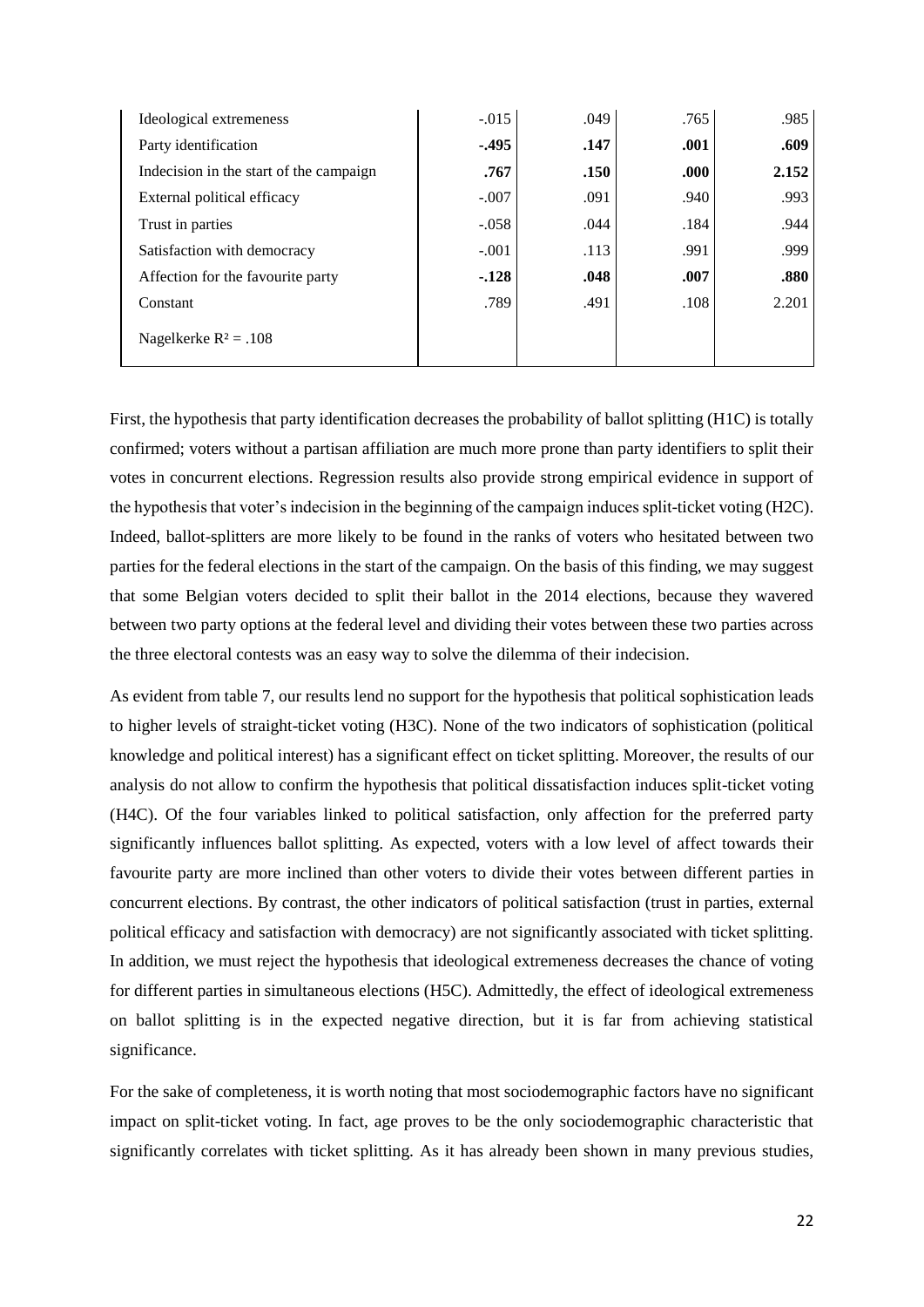| | | | | |
|---|---|---|---|---|
| Ideological extremeness | -.015 | .049 | .765 | .985 |
| Party identification | **-.495** | **.147** | **.001** | **.609** |
| Indecision in the start of the campaign | **.767** | **.150** | **.000** | **2.152** |
| External political efficacy | -.007 | .091 | .940 | .993 |
| Trust in parties | -.058 | .044 | .184 | .944 |
| Satisfaction with democracy | -.001 | .113 | .991 | .999 |
| Affection for the favourite party | **-.128** | **.048** | **.007** | **.880** |
| Constant | .789 | .491 | .108 | 2.201 |
| Nagelkerke $R^2$ = .108 | | | | |

First, the hypothesis that party identification decreases the probability of ballot splitting (H1C) is totally confirmed; voters without a partisan affiliation are much more prone than party identifiers to split their votes in concurrent elections. Regression results also provide strong empirical evidence in support of the hypothesis that voter's indecision in the beginning of the campaign induces split-ticket voting (H2C). Indeed, ballot-splitters are more likely to be found in the ranks of voters who hesitated between two parties for the federal elections in the start of the campaign. On the basis of this finding, we may suggest that some Belgian voters decided to split their ballot in the 2014 elections, because they wavered between two party options at the federal level and dividing their votes between these two parties across the three electoral contests was an easy way to solve the dilemma of their indecision.

As evident from table 7, our results lend no support for the hypothesis that political sophistication leads to higher levels of straight-ticket voting (H3C). None of the two indicators of sophistication (political knowledge and political interest) has a significant effect on ticket splitting. Moreover, the results of our analysis do not allow to confirm the hypothesis that political dissatisfaction induces split-ticket voting (H4C). Of the four variables linked to political satisfaction, only affection for the preferred party significantly influences ballot splitting. As expected, voters with a low level of affect towards their favourite party are more inclined than other voters to divide their votes between different parties in concurrent elections. By contrast, the other indicators of political satisfaction (trust in parties, external political efficacy and satisfaction with democracy) are not significantly associated with ticket splitting. In addition, we must reject the hypothesis that ideological extremeness decreases the chance of voting for different parties in simultaneous elections (H5C). Admittedly, the effect of ideological extremeness on ballot splitting is in the expected negative direction, but it is far from achieving statistical significance.

For the sake of completeness, it is worth noting that most sociodemographic factors have no significant impact on split-ticket voting. In fact, age proves to be the only sociodemographic characteristic that significantly correlates with ticket splitting. As it has already been shown in many previous studies,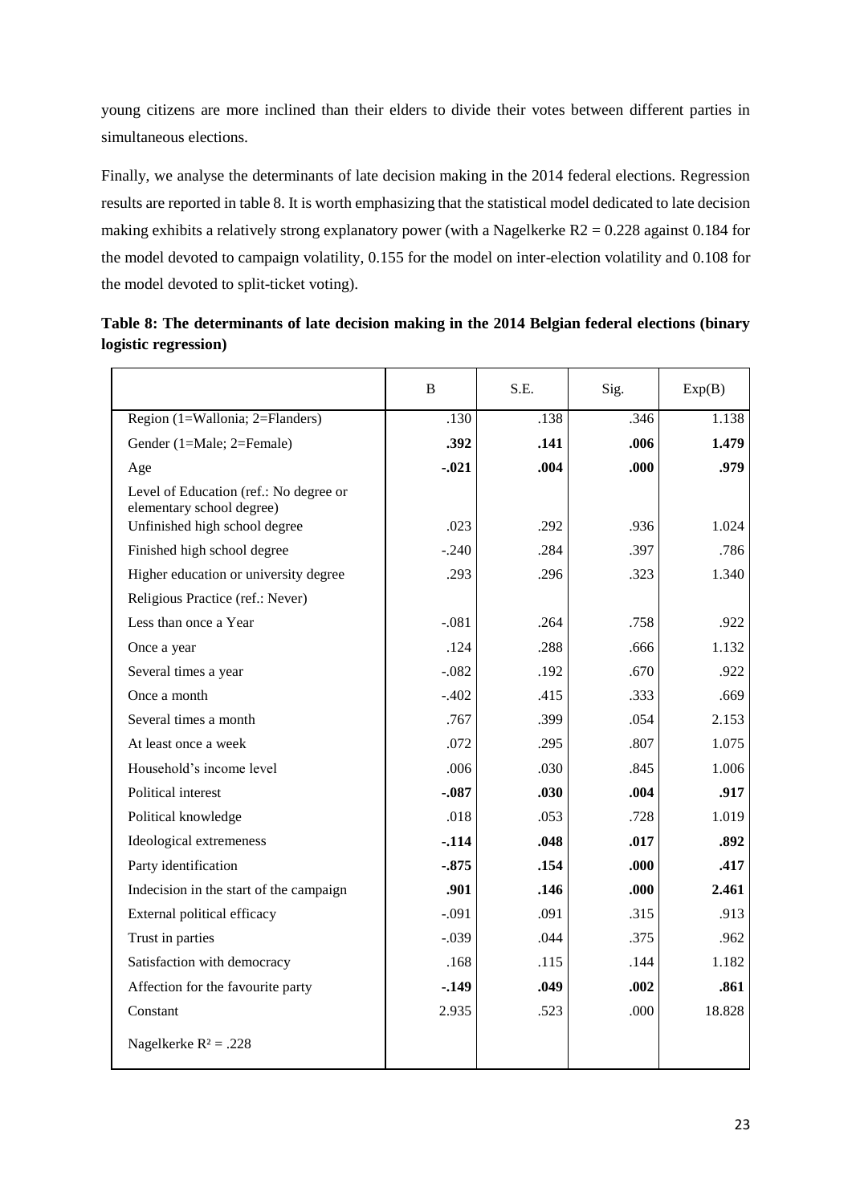young citizens are more inclined than their elders to divide their votes between different parties in simultaneous elections.

Finally, we analyse the determinants of late decision making in the 2014 federal elections. Regression results are reported in table 8. It is worth emphasizing that the statistical model dedicated to late decision making exhibits a relatively strong explanatory power (with a Nagelkerke R2 = 0.228 against 0.184 for the model devoted to campaign volatility, 0.155 for the model on inter-election volatility and 0.108 for the model devoted to split-ticket voting).

**Table 8: The determinants of late decision making in the 2014 Belgian federal elections (binary logistic regression)**

| | B | S.E. | Sig. | Exp(B) |
|---|---|---|---|---|
| Region (1=Wallonia; 2=Flanders) | .130 | .138 | .346 | 1.138 |
| Gender (1=Male; 2=Female) | **.392** | **.141** | **.006** | **1.479** |
| Age | **-.021** | **.004** | **.000** | **.979** |
| Level of Education (ref.: No degree or elementary school degree) | | | | |
| Unfinished high school degree | .023 | .292 | .936 | 1.024 |
| Finished high school degree | -.240 | .284 | .397 | .786 |
| Higher education or university degree | .293 | .296 | .323 | 1.340 |
| Religious Practice (ref.: Never) | | | | |
| Less than once a Year | -.081 | .264 | .758 | .922 |
| Once a year | .124 | .288 | .666 | 1.132 |
| Several times a year | -.082 | .192 | .670 | .922 |
| Once a month | -.402 | .415 | .333 | .669 |
| Several times a month | .767 | .399 | .054 | 2.153 |
| At least once a week | .072 | .295 | .807 | 1.075 |
| Household's income level | .006 | .030 | .845 | 1.006 |
| Political interest | **-.087** | **.030** | **.004** | **.917** |
| Political knowledge | .018 | .053 | .728 | 1.019 |
| Ideological extremeness | **-.114** | **.048** | **.017** | **.892** |
| Party identification | **-.875** | **.154** | **.000** | **.417** |
| Indecision in the start of the campaign | **.901** | **.146** | **.000** | **2.461** |
| External political efficacy | -.091 | .091 | .315 | .913 |
| Trust in parties | -.039 | .044 | .375 | .962 |
| Satisfaction with democracy | .168 | .115 | .144 | 1.182 |
| Affection for the favourite party | **-.149** | **.049** | **.002** | **.861** |
| Constant | 2.935 | .523 | .000 | 18.828 |
| Nagelkerke $R^2$ = .228 | | | | |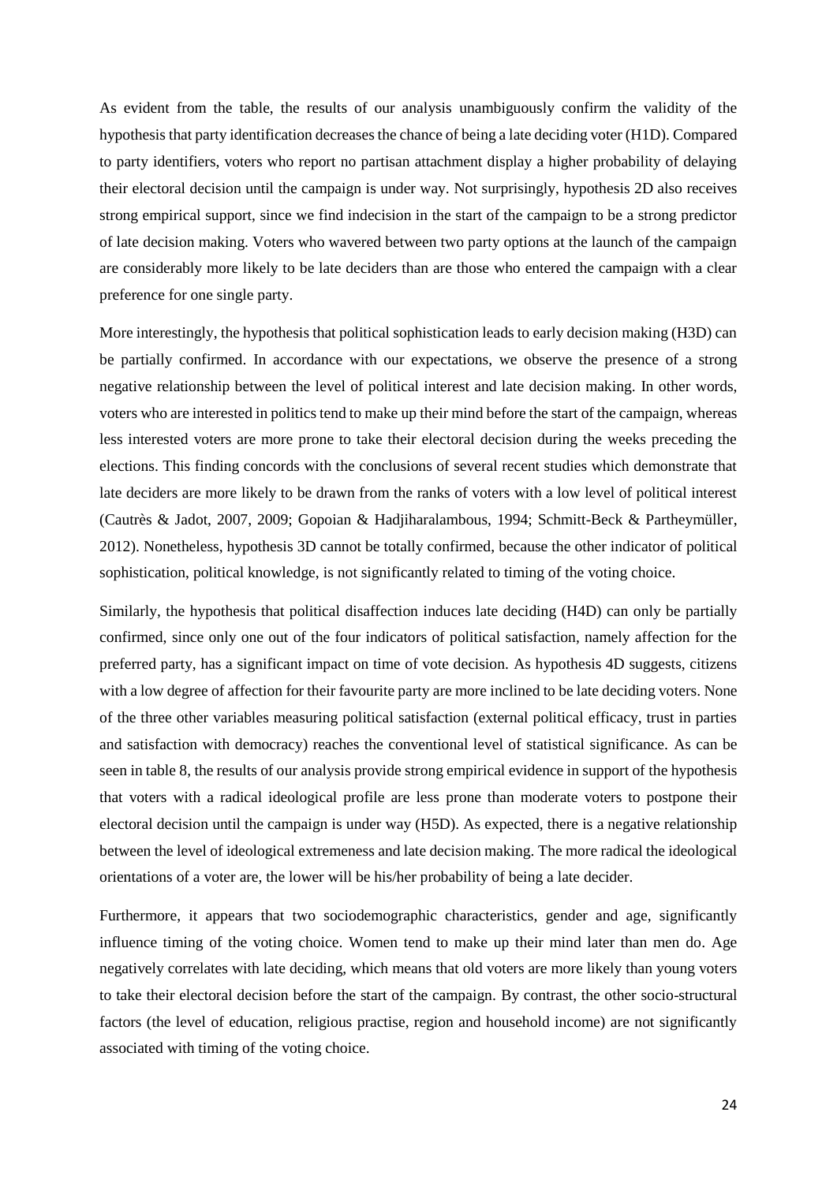As evident from the table, the results of our analysis unambiguously confirm the validity of the hypothesis that party identification decreases the chance of being a late deciding voter (H1D). Compared to party identifiers, voters who report no partisan attachment display a higher probability of delaying their electoral decision until the campaign is under way. Not surprisingly, hypothesis 2D also receives strong empirical support, since we find indecision in the start of the campaign to be a strong predictor of late decision making. Voters who wavered between two party options at the launch of the campaign are considerably more likely to be late deciders than are those who entered the campaign with a clear preference for one single party.

More interestingly, the hypothesis that political sophistication leads to early decision making (H3D) can be partially confirmed. In accordance with our expectations, we observe the presence of a strong negative relationship between the level of political interest and late decision making. In other words, voters who are interested in politics tend to make up their mind before the start of the campaign, whereas less interested voters are more prone to take their electoral decision during the weeks preceding the elections. This finding concords with the conclusions of several recent studies which demonstrate that late deciders are more likely to be drawn from the ranks of voters with a low level of political interest (Cautrès & Jadot, 2007, 2009; Gopoian & Hadjiharalambous, 1994; Schmitt-Beck & Partheymüller, 2012). Nonetheless, hypothesis 3D cannot be totally confirmed, because the other indicator of political sophistication, political knowledge, is not significantly related to timing of the voting choice.

Similarly, the hypothesis that political disaffection induces late deciding (H4D) can only be partially confirmed, since only one out of the four indicators of political satisfaction, namely affection for the preferred party, has a significant impact on time of vote decision. As hypothesis 4D suggests, citizens with a low degree of affection for their favourite party are more inclined to be late deciding voters. None of the three other variables measuring political satisfaction (external political efficacy, trust in parties and satisfaction with democracy) reaches the conventional level of statistical significance. As can be seen in table 8, the results of our analysis provide strong empirical evidence in support of the hypothesis that voters with a radical ideological profile are less prone than moderate voters to postpone their electoral decision until the campaign is under way (H5D). As expected, there is a negative relationship between the level of ideological extremeness and late decision making. The more radical the ideological orientations of a voter are, the lower will be his/her probability of being a late decider.

Furthermore, it appears that two sociodemographic characteristics, gender and age, significantly influence timing of the voting choice. Women tend to make up their mind later than men do. Age negatively correlates with late deciding, which means that old voters are more likely than young voters to take their electoral decision before the start of the campaign. By contrast, the other socio-structural factors (the level of education, religious practise, region and household income) are not significantly associated with timing of the voting choice.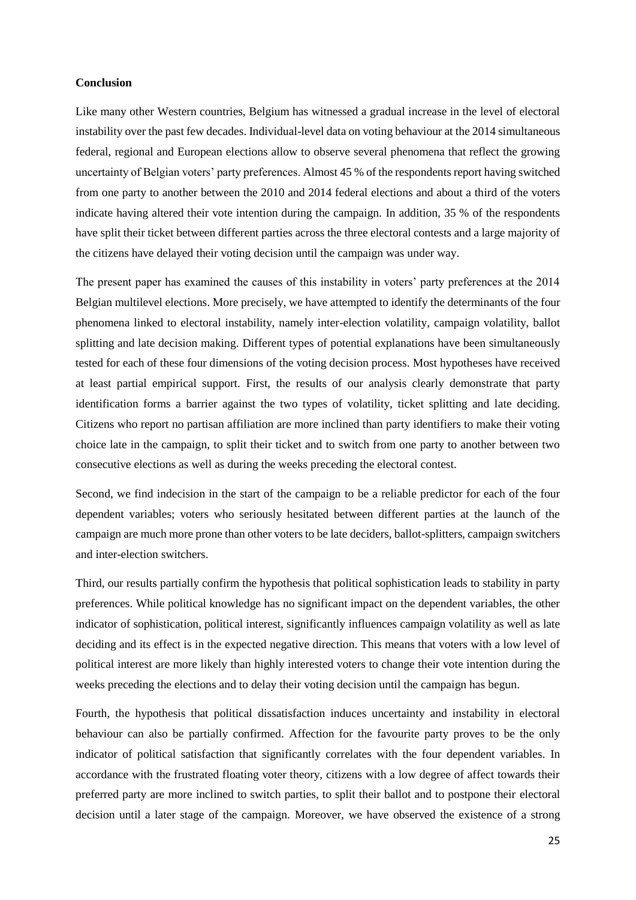**Conclusion**

Like many other Western countries, Belgium has witnessed a gradual increase in the level of electoral instability over the past few decades. Individual-level data on voting behaviour at the 2014 simultaneous federal, regional and European elections allow to observe several phenomena that reflect the growing uncertainty of Belgian voters' party preferences. Almost 45 % of the respondents report having switched from one party to another between the 2010 and 2014 federal elections and about a third of the voters indicate having altered their vote intention during the campaign. In addition, 35 % of the respondents have split their ticket between different parties across the three electoral contests and a large majority of the citizens have delayed their voting decision until the campaign was under way.

The present paper has examined the causes of this instability in voters' party preferences at the 2014 Belgian multilevel elections. More precisely, we have attempted to identify the determinants of the four phenomena linked to electoral instability, namely inter-election volatility, campaign volatility, ballot splitting and late decision making. Different types of potential explanations have been simultaneously tested for each of these four dimensions of the voting decision process. Most hypotheses have received at least partial empirical support. First, the results of our analysis clearly demonstrate that party identification forms a barrier against the two types of volatility, ticket splitting and late deciding. Citizens who report no partisan affiliation are more inclined than party identifiers to make their voting choice late in the campaign, to split their ticket and to switch from one party to another between two consecutive elections as well as during the weeks preceding the electoral contest.

Second, we find indecision in the start of the campaign to be a reliable predictor for each of the four dependent variables; voters who seriously hesitated between different parties at the launch of the campaign are much more prone than other voters to be late deciders, ballot-splitters, campaign switchers and inter-election switchers.

Third, our results partially confirm the hypothesis that political sophistication leads to stability in party preferences. While political knowledge has no significant impact on the dependent variables, the other indicator of sophistication, political interest, significantly influences campaign volatility as well as late deciding and its effect is in the expected negative direction. This means that voters with a low level of political interest are more likely than highly interested voters to change their vote intention during the weeks preceding the elections and to delay their voting decision until the campaign has begun.

Fourth, the hypothesis that political dissatisfaction induces uncertainty and instability in electoral behaviour can also be partially confirmed. Affection for the favourite party proves to be the only indicator of political satisfaction that significantly correlates with the four dependent variables. In accordance with the frustrated floating voter theory, citizens with a low degree of affect towards their preferred party are more inclined to switch parties, to split their ballot and to postpone their electoral decision until a later stage of the campaign. Moreover, we have observed the existence of a strong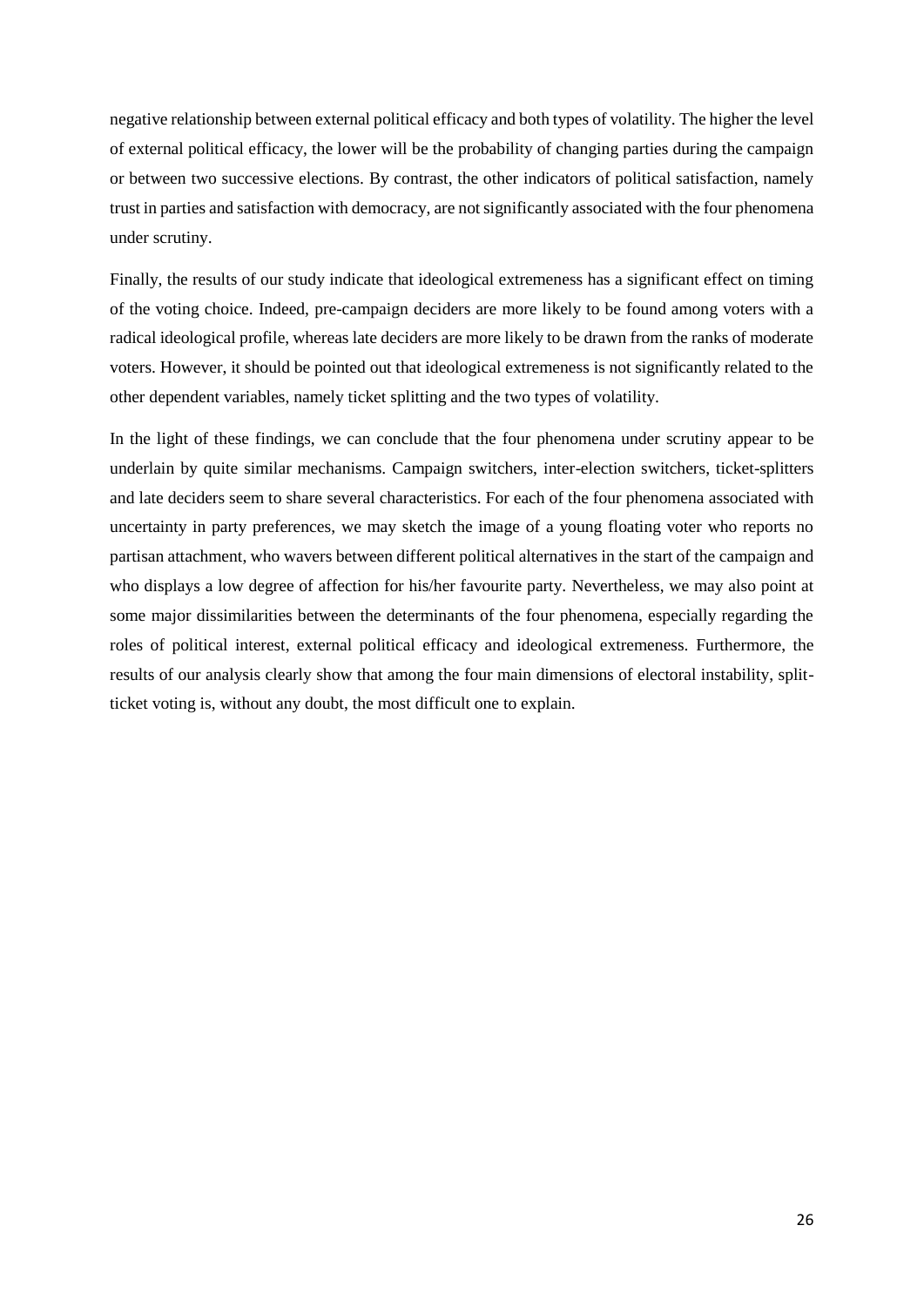negative relationship between external political efficacy and both types of volatility. The higher the level of external political efficacy, the lower will be the probability of changing parties during the campaign or between two successive elections. By contrast, the other indicators of political satisfaction, namely trust in parties and satisfaction with democracy, are not significantly associated with the four phenomena under scrutiny.

Finally, the results of our study indicate that ideological extremeness has a significant effect on timing of the voting choice. Indeed, pre-campaign deciders are more likely to be found among voters with a radical ideological profile, whereas late deciders are more likely to be drawn from the ranks of moderate voters. However, it should be pointed out that ideological extremeness is not significantly related to the other dependent variables, namely ticket splitting and the two types of volatility.

In the light of these findings, we can conclude that the four phenomena under scrutiny appear to be underlain by quite similar mechanisms. Campaign switchers, inter-election switchers, ticket-splitters and late deciders seem to share several characteristics. For each of the four phenomena associated with uncertainty in party preferences, we may sketch the image of a young floating voter who reports no partisan attachment, who wavers between different political alternatives in the start of the campaign and who displays a low degree of affection for his/her favourite party. Nevertheless, we may also point at some major dissimilarities between the determinants of the four phenomena, especially regarding the roles of political interest, external political efficacy and ideological extremeness. Furthermore, the results of our analysis clearly show that among the four main dimensions of electoral instability, split-ticket voting is, without any doubt, the most difficult one to explain.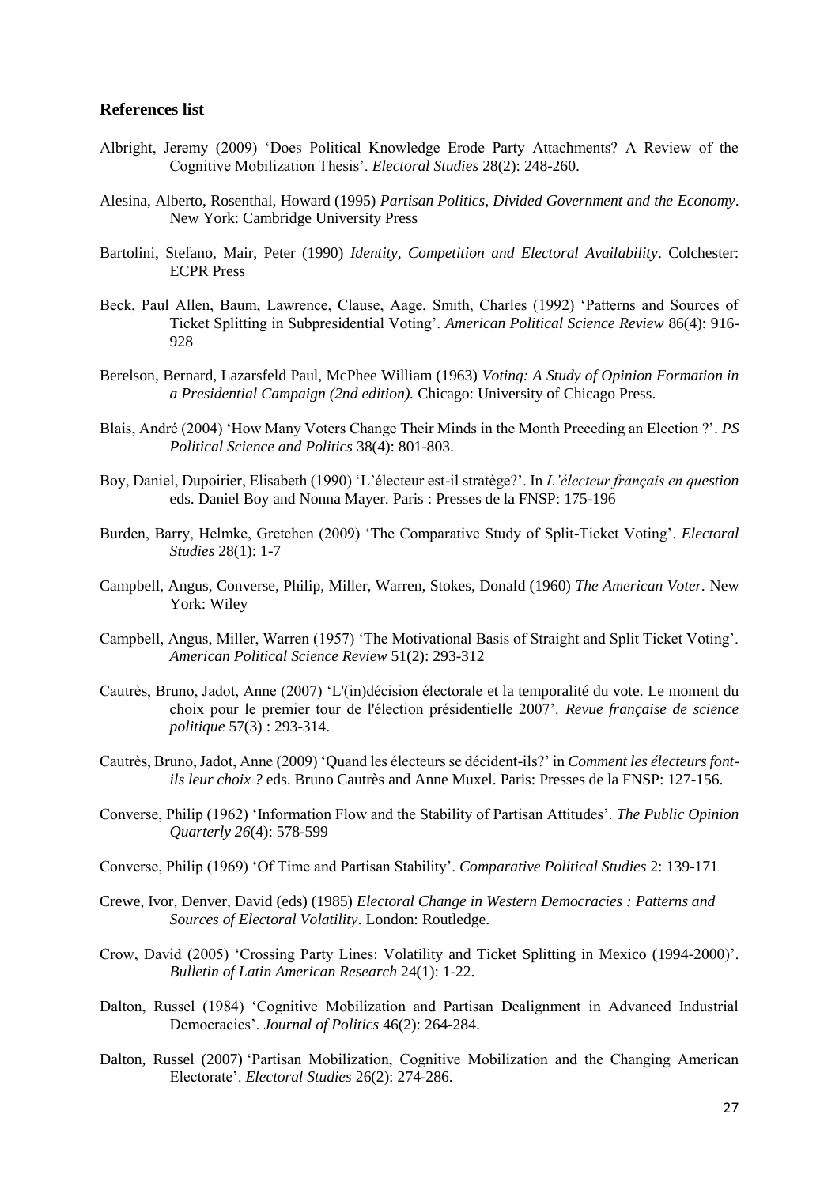### References list

Albright, Jeremy (2009) 'Does Political Knowledge Erode Party Attachments? A Review of the Cognitive Mobilization Thesis'. *Electoral Studies* 28(2): 248-260.

Alesina, Alberto, Rosenthal, Howard (1995) *Partisan Politics, Divided Government and the Economy*. New York: Cambridge University Press

Bartolini, Stefano, Mair, Peter (1990) *Identity, Competition and Electoral Availability*. Colchester: ECPR Press

Beck, Paul Allen, Baum, Lawrence, Clause, Aage, Smith, Charles (1992) 'Patterns and Sources of Ticket Splitting in Subpresidential Voting'. *American Political Science Review* 86(4): 916-928

Berelson, Bernard, Lazarsfeld Paul, McPhee William (1963) *Voting: A Study of Opinion Formation in a Presidential Campaign (2nd edition).* Chicago: University of Chicago Press.

Blais, André (2004) 'How Many Voters Change Their Minds in the Month Preceding an Election ?'. *PS Political Science and Politics* 38(4): 801-803.

Boy, Daniel, Dupoirier, Elisabeth (1990) 'L'électeur est-il stratège?'. In *L'électeur français en question* eds. Daniel Boy and Nonna Mayer. Paris : Presses de la FNSP: 175-196

Burden, Barry, Helmke, Gretchen (2009) 'The Comparative Study of Split-Ticket Voting'. *Electoral Studies* 28(1): 1-7

Campbell, Angus, Converse, Philip, Miller, Warren, Stokes, Donald (1960) *The American Voter.* New York: Wiley

Campbell, Angus, Miller, Warren (1957) 'The Motivational Basis of Straight and Split Ticket Voting'. *American Political Science Review* 51(2): 293-312

Cautrès, Bruno, Jadot, Anne (2007) 'L'(in)décision électorale et la temporalité du vote. Le moment du choix pour le premier tour de l'élection présidentielle 2007'. *Revue française de science politique* 57(3) : 293-314.

Cautrès, Bruno, Jadot, Anne (2009) 'Quand les électeurs se décident-ils?' in *Comment les électeurs font-ils leur choix ?* eds. Bruno Cautrès and Anne Muxel. Paris: Presses de la FNSP: 127-156.

Converse, Philip (1962) 'Information Flow and the Stability of Partisan Attitudes'. *The Public Opinion Quarterly 26*(4): 578-599

Converse, Philip (1969) 'Of Time and Partisan Stability'. *Comparative Political Studies* 2: 139-171

Crewe, Ivor, Denver, David (eds) (1985) *Electoral Change in Western Democracies : Patterns and Sources of Electoral Volatility*. London: Routledge.

Crow, David (2005) 'Crossing Party Lines: Volatility and Ticket Splitting in Mexico (1994-2000)'. *Bulletin of Latin American Research* 24(1): 1-22.

Dalton, Russel (1984) 'Cognitive Mobilization and Partisan Dealignment in Advanced Industrial Democracies'. *Journal of Politics* 46(2): 264-284.

Dalton, Russel (2007) 'Partisan Mobilization, Cognitive Mobilization and the Changing American Electorate'. *Electoral Studies* 26(2): 274-286.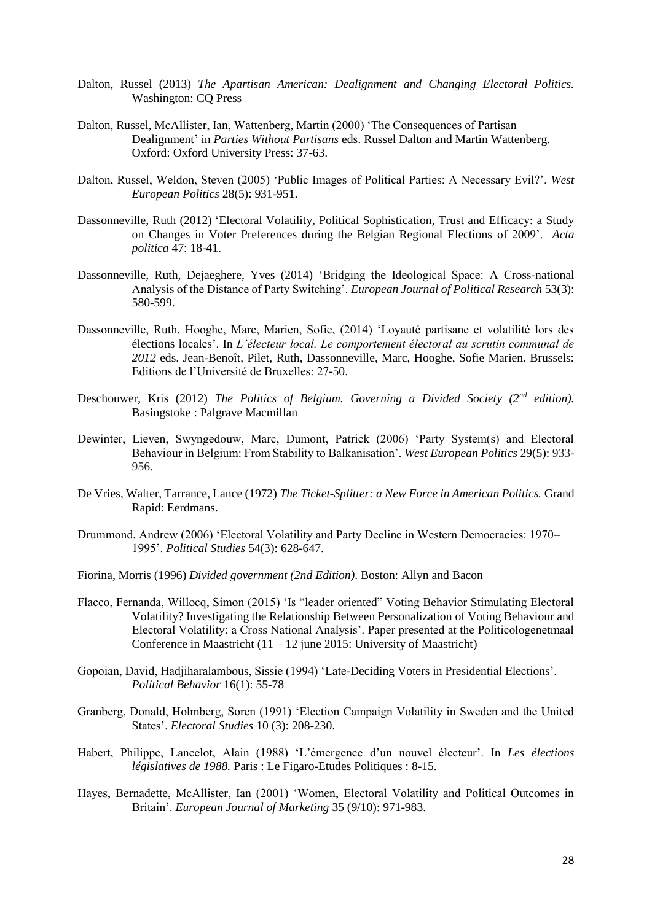Dalton, Russel (2013) *The Apartisan American: Dealignment and Changing Electoral Politics.* Washington: CQ Press

Dalton, Russel, McAllister, Ian, Wattenberg, Martin (2000) 'The Consequences of Partisan Dealignment' in *Parties Without Partisans* eds. Russel Dalton and Martin Wattenberg. Oxford: Oxford University Press: 37-63.

Dalton, Russel, Weldon, Steven (2005) 'Public Images of Political Parties: A Necessary Evil?'. *West European Politics* 28(5): 931-951.

Dassonneville, Ruth (2012) 'Electoral Volatility, Political Sophistication, Trust and Efficacy: a Study on Changes in Voter Preferences during the Belgian Regional Elections of 2009'. *Acta politica* 47: 18-41.

Dassonneville, Ruth, Dejaeghere, Yves (2014) 'Bridging the Ideological Space: A Cross-national Analysis of the Distance of Party Switching'. *European Journal of Political Research* 53(3): 580-599.

Dassonneville, Ruth, Hooghe, Marc, Marien, Sofie, (2014) 'Loyauté partisane et volatilité lors des élections locales'. In *L'électeur local. Le comportement électoral au scrutin communal de 2012* eds. Jean-Benoît, Pilet, Ruth, Dassonneville, Marc, Hooghe, Sofie Marien. Brussels: Editions de l'Université de Bruxelles: 27-50.

Deschouwer, Kris (2012) *The Politics of Belgium. Governing a Divided Society (2nd edition).* Basingstoke : Palgrave Macmillan

Dewinter, Lieven, Swyngedouw, Marc, Dumont, Patrick (2006) 'Party System(s) and Electoral Behaviour in Belgium: From Stability to Balkanisation'. *West European Politics* 29(5): 933-956.

De Vries, Walter, Tarrance, Lance (1972) *The Ticket-Splitter: a New Force in American Politics.* Grand Rapid: Eerdmans.

Drummond, Andrew (2006) 'Electoral Volatility and Party Decline in Western Democracies: 1970–1995'. *Political Studies* 54(3): 628-647.

Fiorina, Morris (1996) *Divided government (2nd Edition)*. Boston: Allyn and Bacon

Flacco, Fernanda, Willocq, Simon (2015) 'Is "leader oriented" Voting Behavior Stimulating Electoral Volatility? Investigating the Relationship Between Personalization of Voting Behaviour and Electoral Volatility: a Cross National Analysis'. Paper presented at the Politicologenetmaal Conference in Maastricht (11 – 12 june 2015: University of Maastricht)

Gopoian, David, Hadjiharalambous, Sissie (1994) 'Late-Deciding Voters in Presidential Elections'. *Political Behavior* 16(1): 55-78

Granberg, Donald, Holmberg, Soren (1991) 'Election Campaign Volatility in Sweden and the United States'. *Electoral Studies* 10 (3): 208-230.

Habert, Philippe, Lancelot, Alain (1988) 'L'émergence d'un nouvel électeur'. In *Les élections législatives de 1988.* Paris : Le Figaro-Etudes Politiques : 8-15.

Hayes, Bernadette, McAllister, Ian (2001) 'Women, Electoral Volatility and Political Outcomes in Britain'. *European Journal of Marketing* 35 (9/10): 971-983.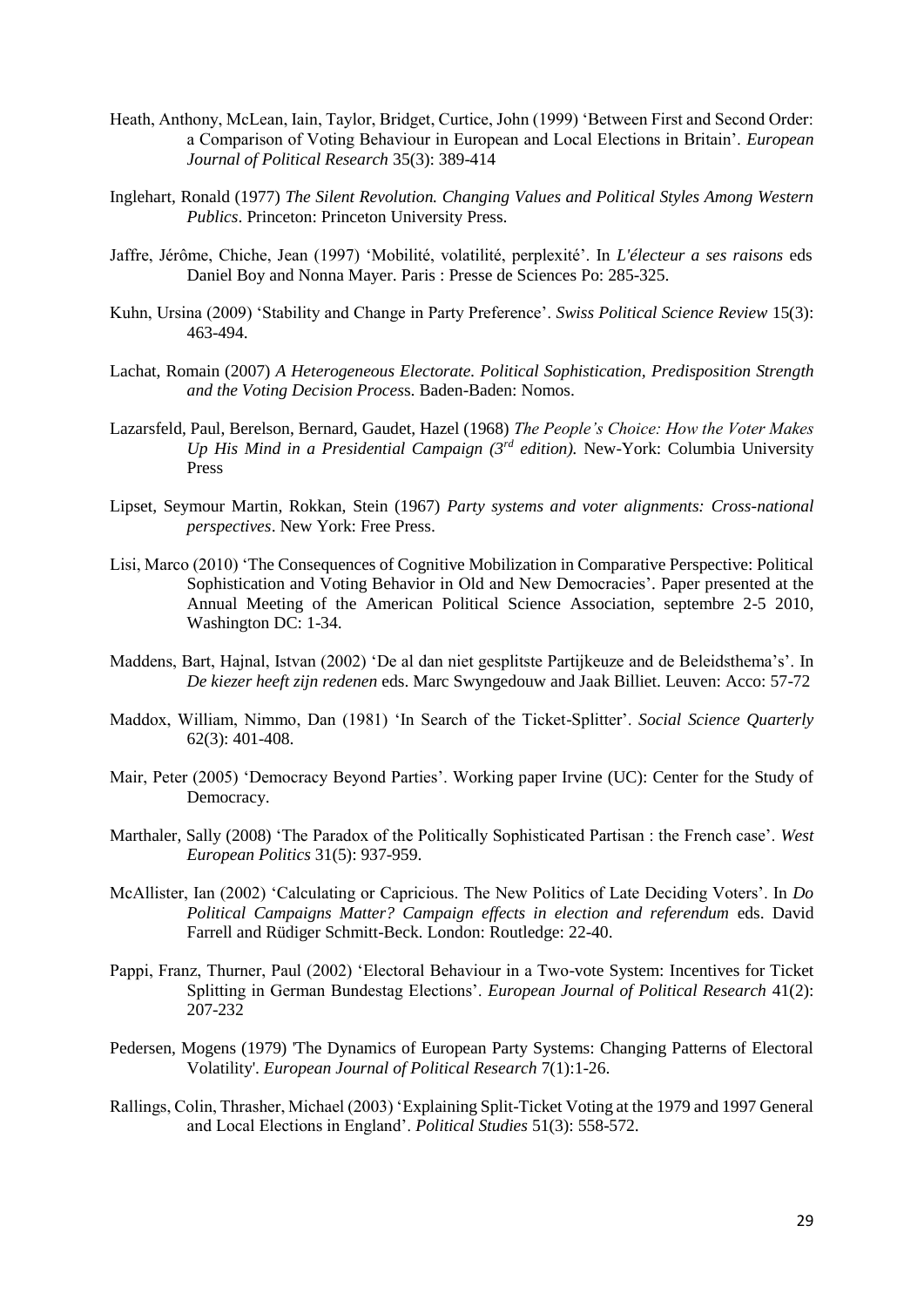Heath, Anthony, McLean, Iain, Taylor, Bridget, Curtice, John (1999) 'Between First and Second Order: a Comparison of Voting Behaviour in European and Local Elections in Britain'. *European Journal of Political Research* 35(3): 389-414

Inglehart, Ronald (1977) *The Silent Revolution. Changing Values and Political Styles Among Western Publics*. Princeton: Princeton University Press.

Jaffre, Jérôme, Chiche, Jean (1997) 'Mobilité, volatilité, perplexité'. In *L'électeur a ses raisons* eds Daniel Boy and Nonna Mayer. Paris : Presse de Sciences Po: 285-325.

Kuhn, Ursina (2009) 'Stability and Change in Party Preference'. *Swiss Political Science Review* 15(3): 463-494.

Lachat, Romain (2007) *A Heterogeneous Electorate. Political Sophistication, Predisposition Strength and the Voting Decision Process*. Baden-Baden: Nomos.

Lazarsfeld, Paul, Berelson, Bernard, Gaudet, Hazel (1968) *The People's Choice: How the Voter Makes Up His Mind in a Presidential Campaign (3rd edition).* New-York: Columbia University Press

Lipset, Seymour Martin, Rokkan, Stein (1967) *Party systems and voter alignments: Cross-national perspectives*. New York: Free Press.

Lisi, Marco (2010) 'The Consequences of Cognitive Mobilization in Comparative Perspective: Political Sophistication and Voting Behavior in Old and New Democracies'. Paper presented at the Annual Meeting of the American Political Science Association, septembre 2-5 2010, Washington DC: 1-34.

Maddens, Bart, Hajnal, Istvan (2002) 'De al dan niet gesplitste Partijkeuze and de Beleidsthema's'. In *De kiezer heeft zijn redenen* eds. Marc Swyngedouw and Jaak Billiet. Leuven: Acco: 57-72

Maddox, William, Nimmo, Dan (1981) 'In Search of the Ticket-Splitter'. *Social Science Quarterly* 62(3): 401-408.

Mair, Peter (2005) 'Democracy Beyond Parties'. Working paper Irvine (UC): Center for the Study of Democracy.

Marthaler, Sally (2008) 'The Paradox of the Politically Sophisticated Partisan : the French case'. *West European Politics* 31(5): 937-959.

McAllister, Ian (2002) 'Calculating or Capricious. The New Politics of Late Deciding Voters'. In *Do Political Campaigns Matter? Campaign effects in election and referendum* eds. David Farrell and Rüdiger Schmitt-Beck. London: Routledge: 22-40.

Pappi, Franz, Thurner, Paul (2002) 'Electoral Behaviour in a Two-vote System: Incentives for Ticket Splitting in German Bundestag Elections'. *European Journal of Political Research* 41(2): 207-232

Pedersen, Mogens (1979) 'The Dynamics of European Party Systems: Changing Patterns of Electoral Volatility'. *European Journal of Political Research* 7(1):1-26.

Rallings, Colin, Thrasher, Michael (2003) 'Explaining Split-Ticket Voting at the 1979 and 1997 General and Local Elections in England'. *Political Studies* 51(3): 558-572.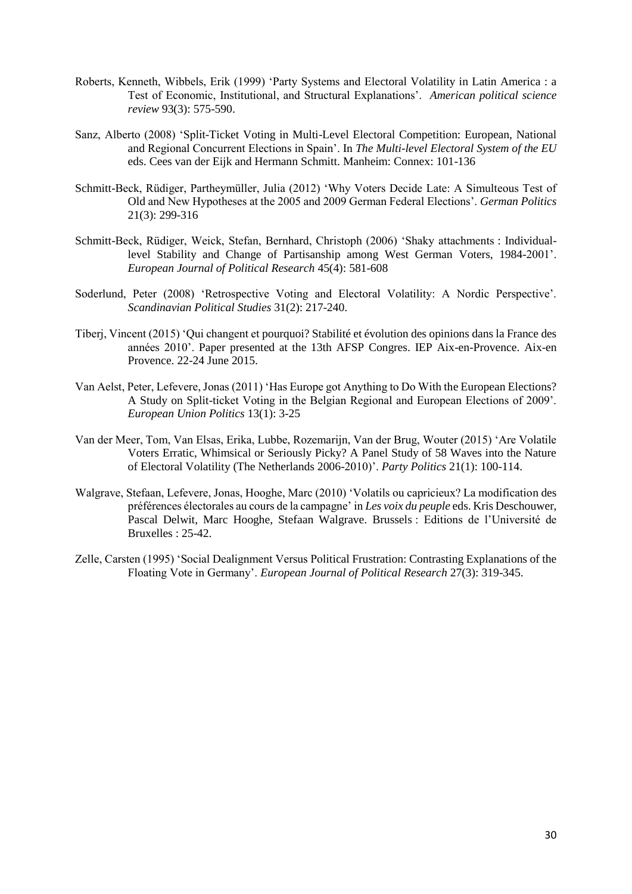Roberts, Kenneth, Wibbels, Erik (1999) 'Party Systems and Electoral Volatility in Latin America : a Test of Economic, Institutional, and Structural Explanations'. *American political science review* 93(3): 575-590.

Sanz, Alberto (2008) 'Split-Ticket Voting in Multi-Level Electoral Competition: European, National and Regional Concurrent Elections in Spain'. In *The Multi-level Electoral System of the EU* eds. Cees van der Eijk and Hermann Schmitt. Manheim: Connex: 101-136

Schmitt-Beck, Rüdiger, Partheymüller, Julia (2012) 'Why Voters Decide Late: A Simulteous Test of Old and New Hypotheses at the 2005 and 2009 German Federal Elections'. *German Politics* 21(3): 299-316

Schmitt-Beck, Rüdiger, Weick, Stefan, Bernhard, Christoph (2006) 'Shaky attachments : Individual-level Stability and Change of Partisanship among West German Voters, 1984-2001'. *European Journal of Political Research* 45(4): 581-608

Soderlund, Peter (2008) 'Retrospective Voting and Electoral Volatility: A Nordic Perspective'. *Scandinavian Political Studies* 31(2): 217-240.

Tiberj, Vincent (2015) 'Qui changent et pourquoi? Stabilité et évolution des opinions dans la France des années 2010'. Paper presented at the 13th AFSP Congres. IEP Aix-en-Provence. Aix-en Provence. 22-24 June 2015.

Van Aelst, Peter, Lefevere, Jonas (2011) 'Has Europe got Anything to Do With the European Elections? A Study on Split-ticket Voting in the Belgian Regional and European Elections of 2009'. *European Union Politics* 13(1): 3-25

Van der Meer, Tom, Van Elsas, Erika, Lubbe, Rozemarijn, Van der Brug, Wouter (2015) 'Are Volatile Voters Erratic, Whimsical or Seriously Picky? A Panel Study of 58 Waves into the Nature of Electoral Volatility (The Netherlands 2006-2010)'. *Party Politics* 21(1): 100-114.

Walgrave, Stefaan, Lefevere, Jonas, Hooghe, Marc (2010) 'Volatils ou capricieux? La modification des préférences électorales au cours de la campagne' in *Les voix du peuple* eds. Kris Deschouwer, Pascal Delwit, Marc Hooghe, Stefaan Walgrave. Brussels : Editions de l'Université de Bruxelles : 25-42.

Zelle, Carsten (1995) 'Social Dealignment Versus Political Frustration: Contrasting Explanations of the Floating Vote in Germany'. *European Journal of Political Research* 27(3): 319-345.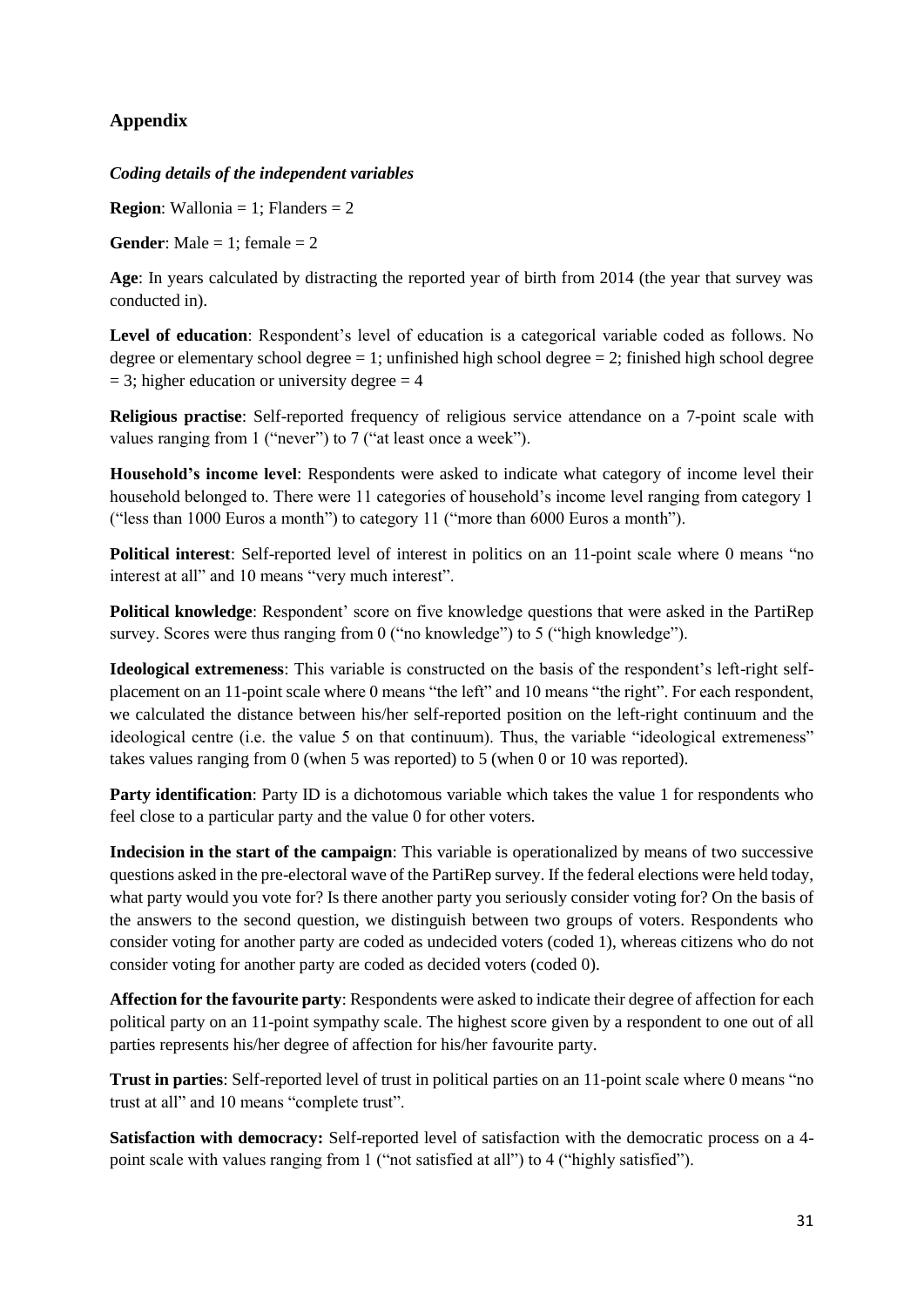## Appendix

### *Coding details of the independent variables*

**Region**: Wallonia = 1; Flanders = 2

**Gender**: Male = 1; female = 2

**Age**: In years calculated by distracting the reported year of birth from 2014 (the year that survey was conducted in).

**Level of education**: Respondent's level of education is a categorical variable coded as follows. No degree or elementary school degree = 1; unfinished high school degree = 2; finished high school degree = 3; higher education or university degree = 4

**Religious practise**: Self-reported frequency of religious service attendance on a 7-point scale with values ranging from 1 ("never") to 7 ("at least once a week").

**Household's income level**: Respondents were asked to indicate what category of income level their household belonged to. There were 11 categories of household's income level ranging from category 1 ("less than 1000 Euros a month") to category 11 ("more than 6000 Euros a month").

**Political interest**: Self-reported level of interest in politics on an 11-point scale where 0 means "no interest at all" and 10 means "very much interest".

**Political knowledge**: Respondent' score on five knowledge questions that were asked in the PartiRep survey. Scores were thus ranging from 0 ("no knowledge") to 5 ("high knowledge").

**Ideological extremeness**: This variable is constructed on the basis of the respondent's left-right self-placement on an 11-point scale where 0 means "the left" and 10 means "the right". For each respondent, we calculated the distance between his/her self-reported position on the left-right continuum and the ideological centre (i.e. the value 5 on that continuum). Thus, the variable "ideological extremeness" takes values ranging from 0 (when 5 was reported) to 5 (when 0 or 10 was reported).

**Party identification**: Party ID is a dichotomous variable which takes the value 1 for respondents who feel close to a particular party and the value 0 for other voters.

**Indecision in the start of the campaign**: This variable is operationalized by means of two successive questions asked in the pre-electoral wave of the PartiRep survey. If the federal elections were held today, what party would you vote for? Is there another party you seriously consider voting for? On the basis of the answers to the second question, we distinguish between two groups of voters. Respondents who consider voting for another party are coded as undecided voters (coded 1), whereas citizens who do not consider voting for another party are coded as decided voters (coded 0).

**Affection for the favourite party**: Respondents were asked to indicate their degree of affection for each political party on an 11-point sympathy scale. The highest score given by a respondent to one out of all parties represents his/her degree of affection for his/her favourite party.

**Trust in parties**: Self-reported level of trust in political parties on an 11-point scale where 0 means "no trust at all" and 10 means "complete trust".

**Satisfaction with democracy:** Self-reported level of satisfaction with the democratic process on a 4-point scale with values ranging from 1 ("not satisfied at all") to 4 ("highly satisfied").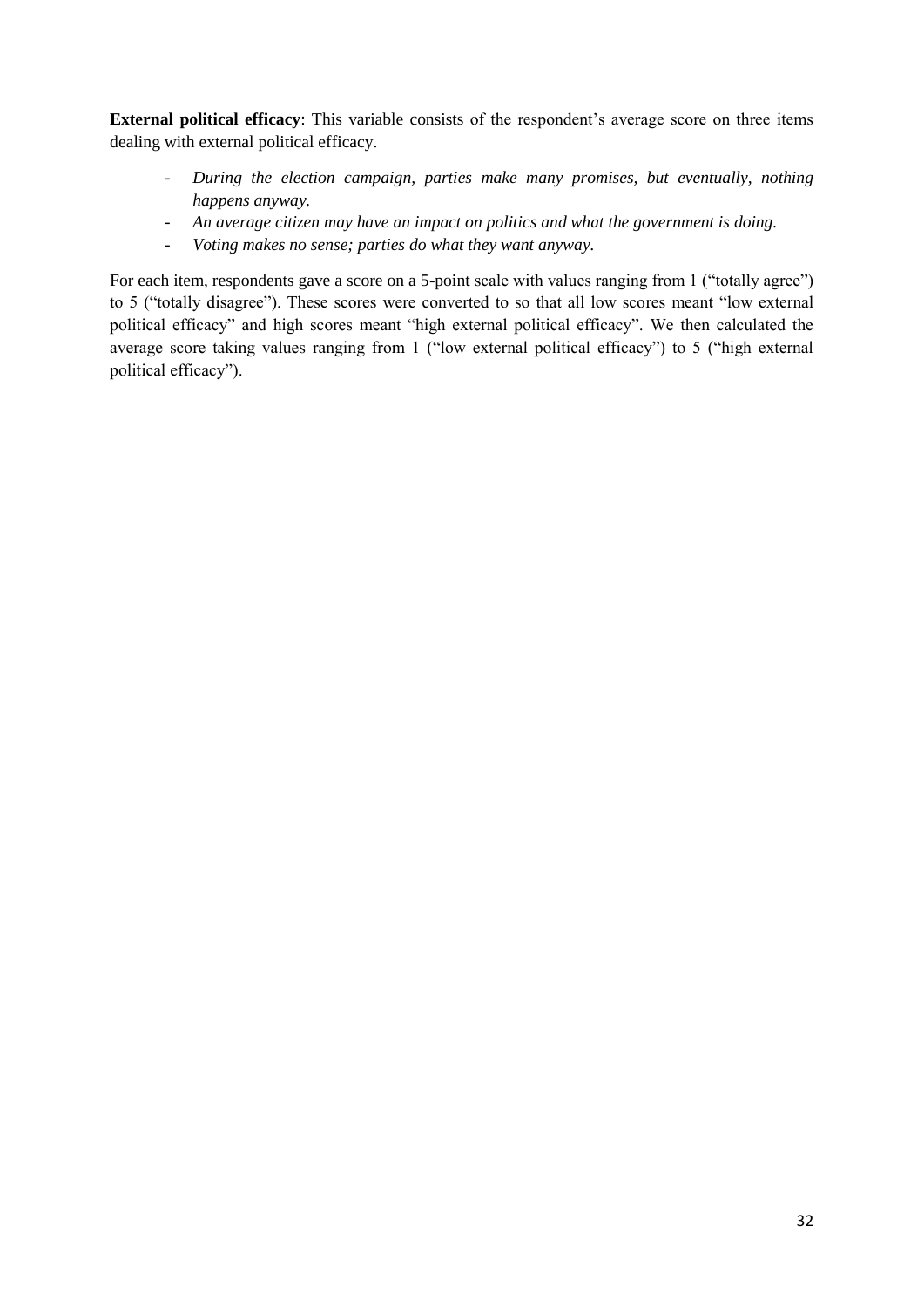**External political efficacy**: This variable consists of the respondent's average score on three items dealing with external political efficacy.

- *During the election campaign, parties make many promises, but eventually, nothing happens anyway.*
- *An average citizen may have an impact on politics and what the government is doing.*
- *Voting makes no sense; parties do what they want anyway.*

For each item, respondents gave a score on a 5-point scale with values ranging from 1 ("totally agree") to 5 ("totally disagree"). These scores were converted to so that all low scores meant "low external political efficacy" and high scores meant "high external political efficacy". We then calculated the average score taking values ranging from 1 ("low external political efficacy") to 5 ("high external political efficacy").